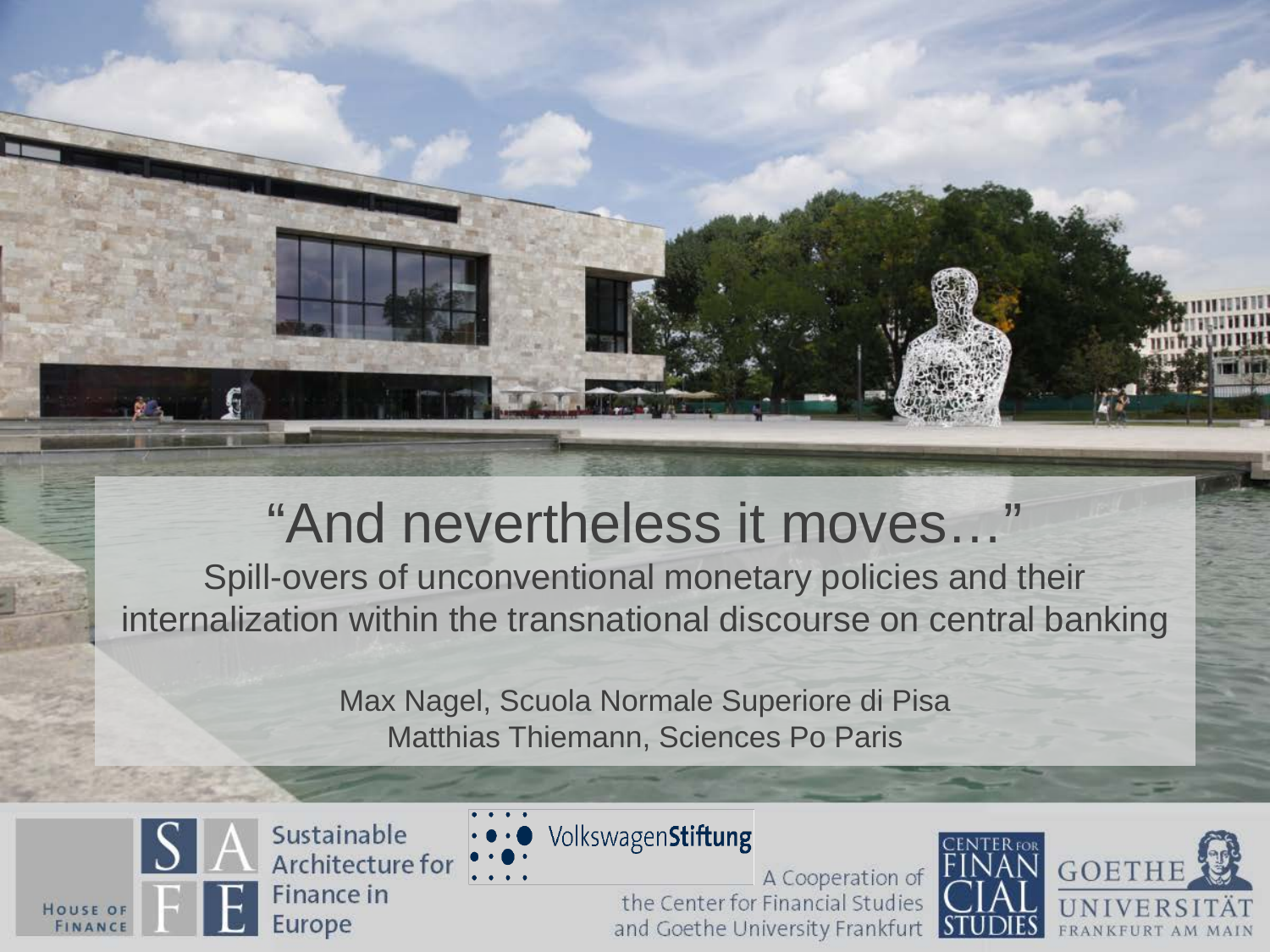# "And nevertheless it moves…"

## Spill-overs of unconventional monetary policies and their internalization within the transnational discourse on central banking

Max Nagel, Scuola Normale Superiore di Pisa

Matthias Thiemann, Sciences Po Paris

House of Finance

SAFE – Sustainable Architecture for Finance in Europe

VolkswagenStiftung

A Cooperation of the Center for Financial Studies and Goethe University Frankfurt

Center for Financial Studies

Goethe Universität Frankfurt am Main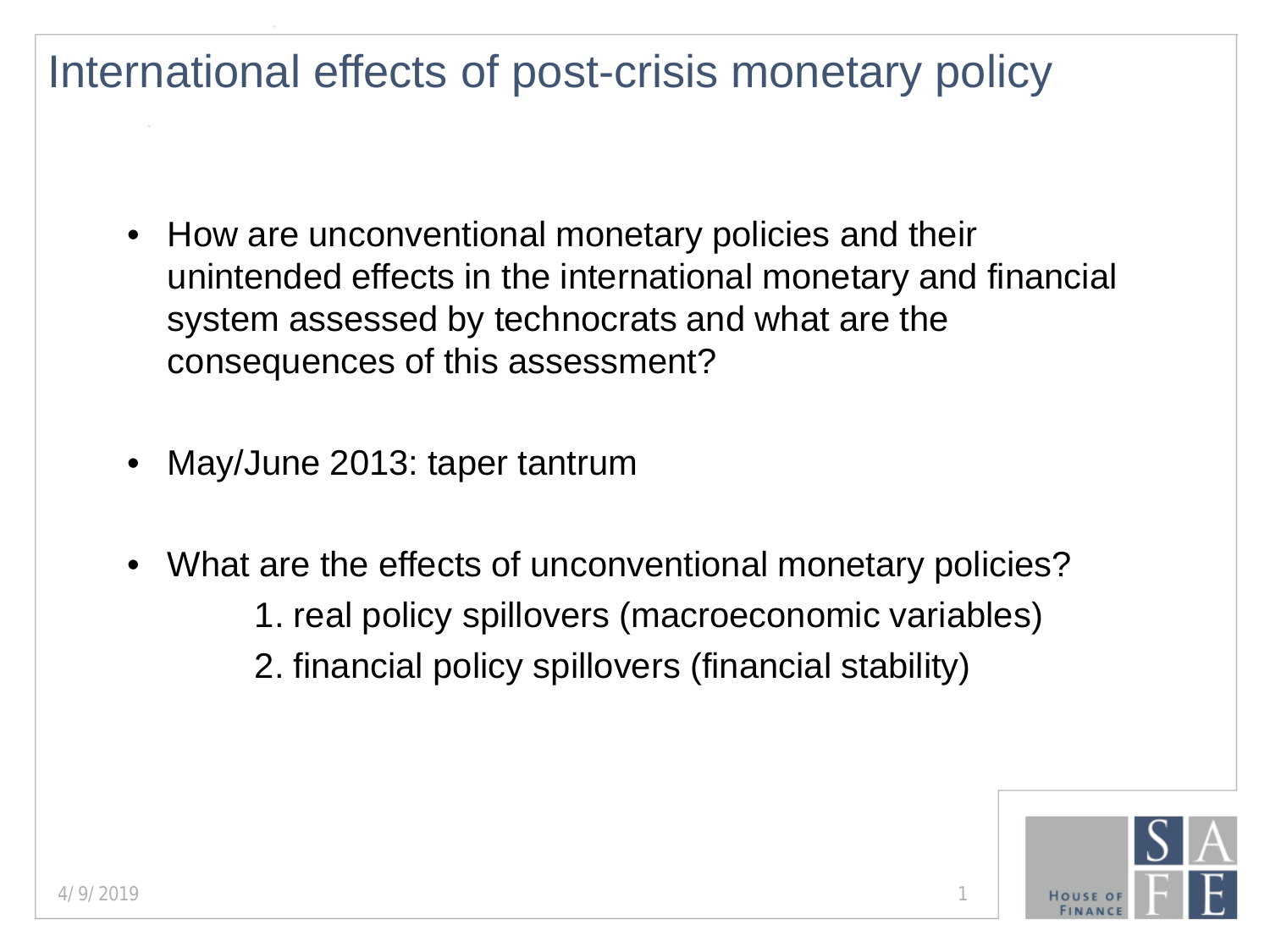# International effects of post-crisis monetary policy

- How are unconventional monetary policies and their unintended effects in the international monetary and financial system assessed by technocrats and what are the consequences of this assessment?

- May/June 2013: taper tantrum

- What are the effects of unconventional monetary policies?
  1. real policy spillovers (macroeconomic variables)
  2. financial policy spillovers (financial stability)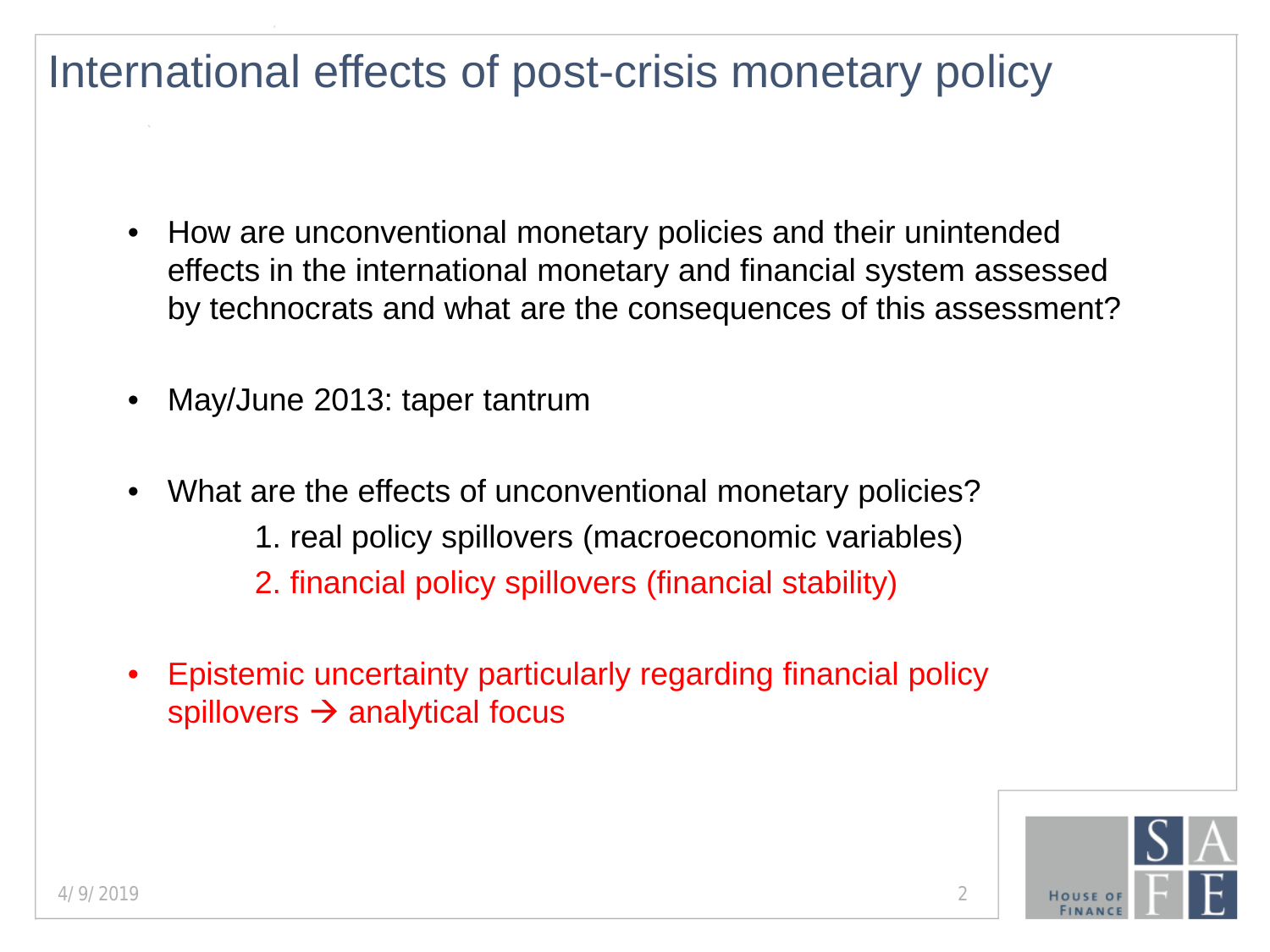# International effects of post-crisis monetary policy

- How are unconventional monetary policies and their unintended effects in the international monetary and financial system assessed by technocrats and what are the consequences of this assessment?

- May/June 2013: taper tantrum

- What are the effects of unconventional monetary policies?
  1. real policy spillovers (macroeconomic variables)
  2. financial policy spillovers (financial stability)

- Epistemic uncertainty particularly regarding financial policy spillovers → analytical focus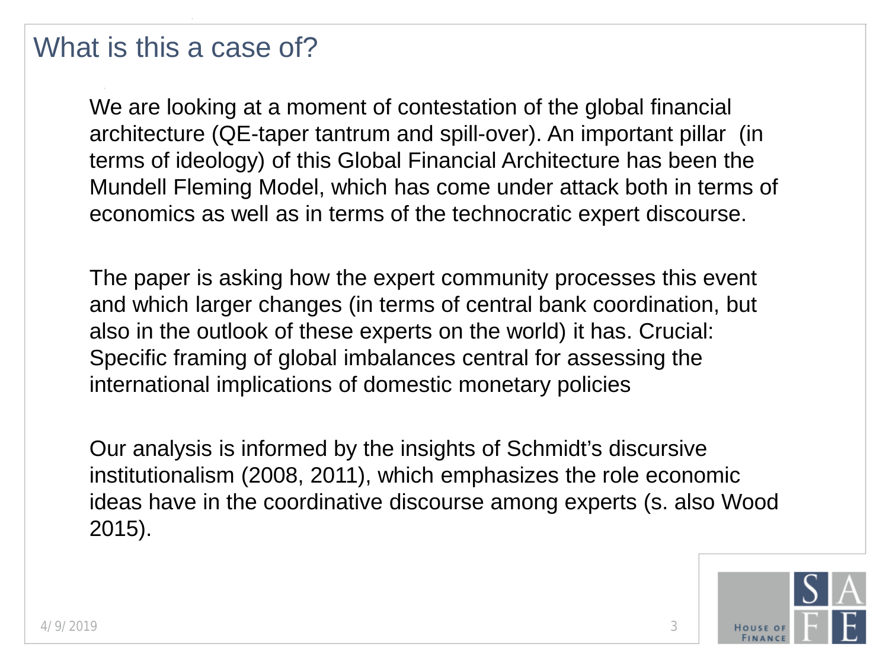# What is this a case of?

We are looking at a moment of contestation of the global financial architecture (QE-taper tantrum and spill-over). An important pillar (in terms of ideology) of this Global Financial Architecture has been the Mundell Fleming Model, which has come under attack both in terms of economics as well as in terms of the technocratic expert discourse.

The paper is asking how the expert community processes this event and which larger changes (in terms of central bank coordination, but also in the outlook of these experts on the world) it has. Crucial: Specific framing of global imbalances central for assessing the international implications of domestic monetary policies

Our analysis is informed by the insights of Schmidt's discursive institutionalism (2008, 2011), which emphasizes the role economic ideas have in the coordinative discourse among experts (s. also Wood 2015).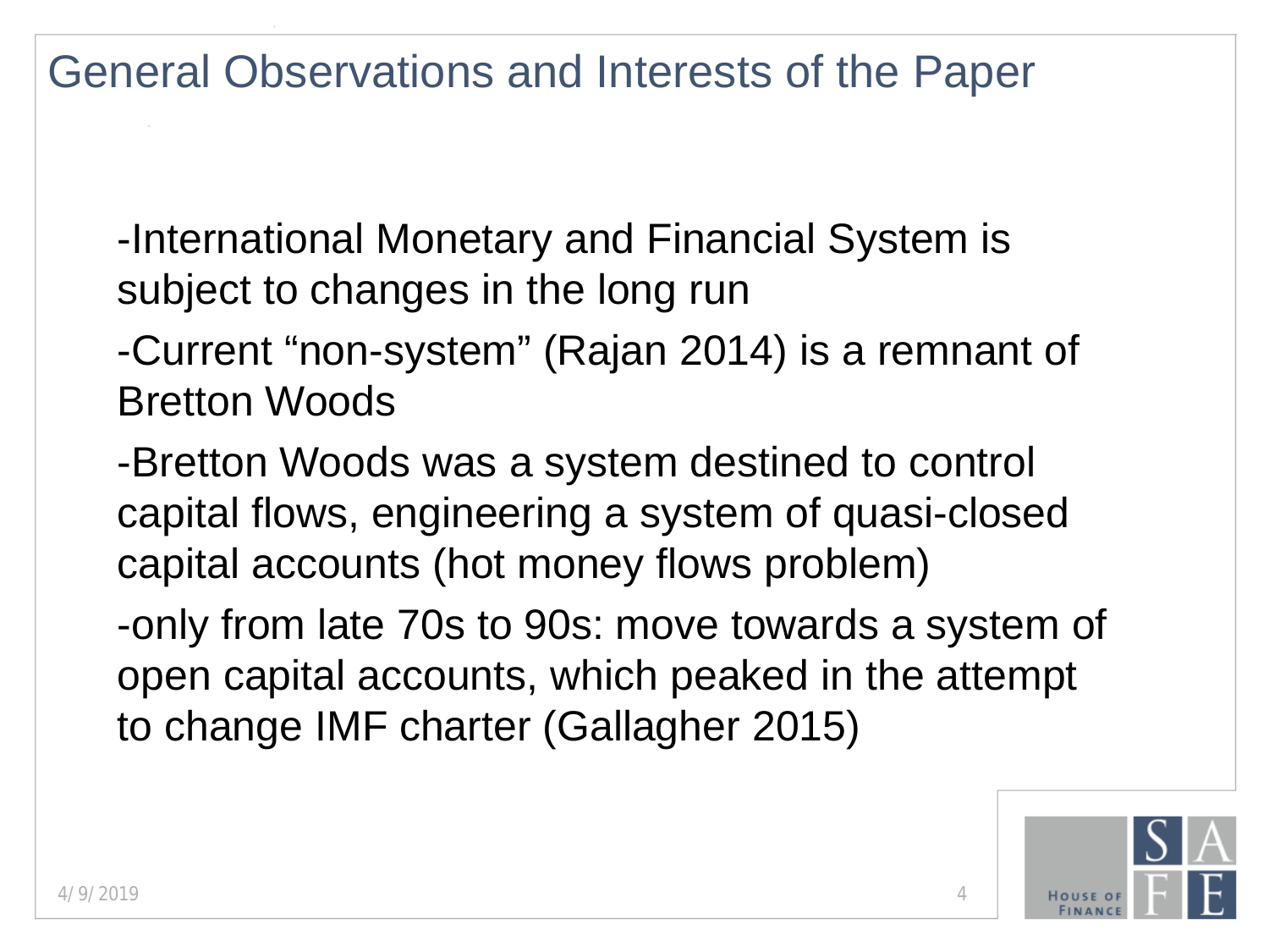# General Observations and Interests of the Paper

-International Monetary and Financial System is subject to changes in the long run

-Current “non-system” (Rajan 2014) is a remnant of Bretton Woods

-Bretton Woods was a system destined to control capital flows, engineering a system of quasi-closed capital accounts (hot money flows problem)

-only from late 70s to 90s: move towards a system of open capital accounts, which peaked in the attempt to change IMF charter (Gallagher 2015)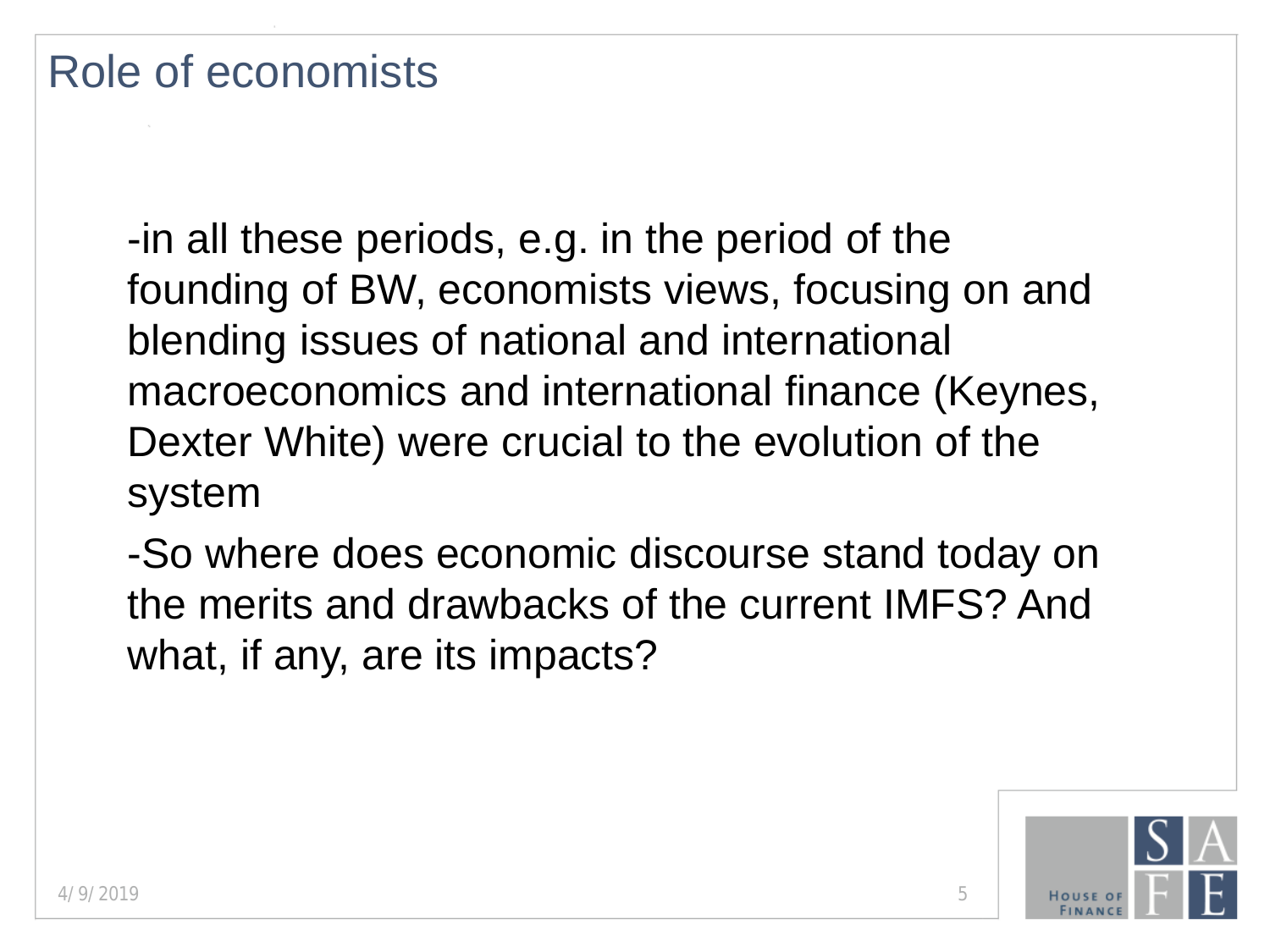# Role of economists

-in all these periods, e.g. in the period of the founding of BW, economists views, focusing on and blending issues of national and international macroeconomics and international finance (Keynes, Dexter White) were crucial to the evolution of the system

-So where does economic discourse stand today on the merits and drawbacks of the current IMFS? And what, if any, are its impacts?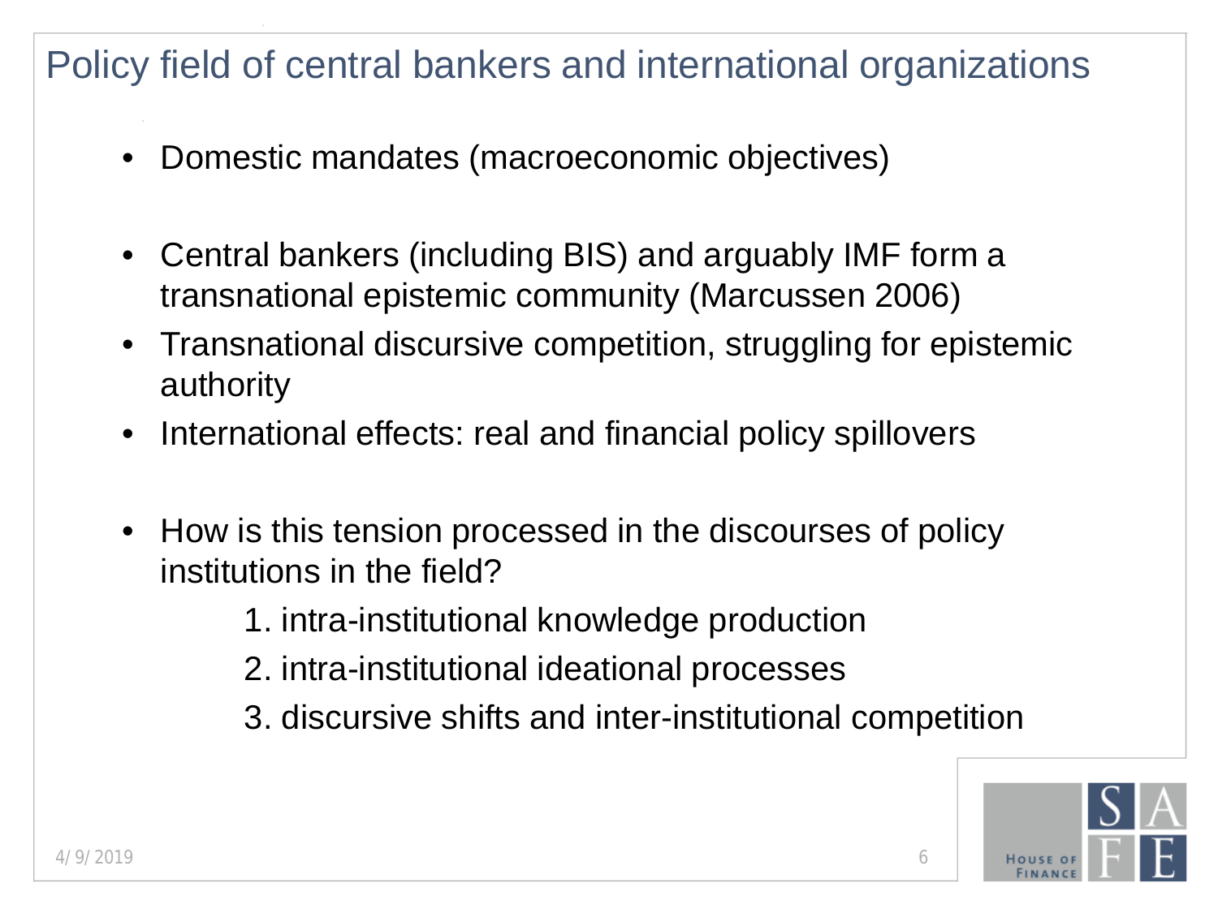# Policy field of central bankers and international organizations

- Domestic mandates (macroeconomic objectives)

- Central bankers (including BIS) and arguably IMF form a transnational epistemic community (Marcussen 2006)
- Transnational discursive competition, struggling for epistemic authority
- International effects: real and financial policy spillovers

- How is this tension processed in the discourses of policy institutions in the field?

  1. intra-institutional knowledge production
  2. intra-institutional ideational processes
  3. discursive shifts and inter-institutional competition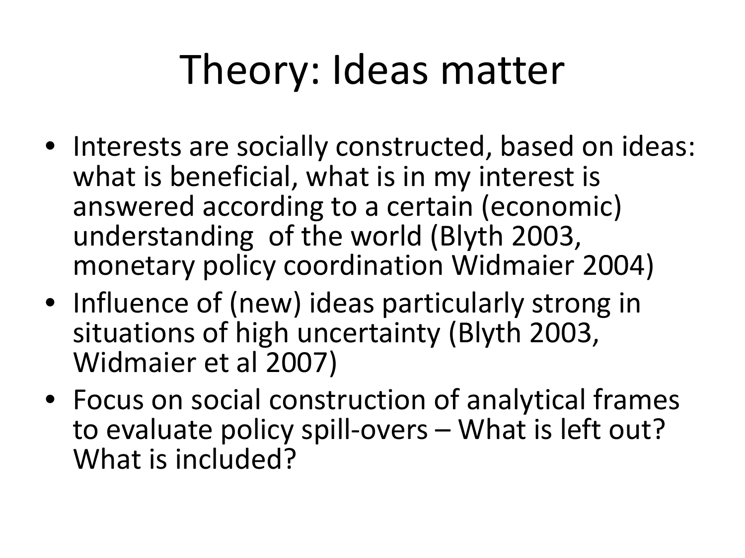# Theory: Ideas matter

- Interests are socially constructed, based on ideas: what is beneficial, what is in my interest is answered according to a certain (economic) understanding of the world (Blyth 2003, monetary policy coordination Widmaier 2004)
- Influence of (new) ideas particularly strong in situations of high uncertainty (Blyth 2003, Widmaier et al 2007)
- Focus on social construction of analytical frames to evaluate policy spill-overs – What is left out? What is included?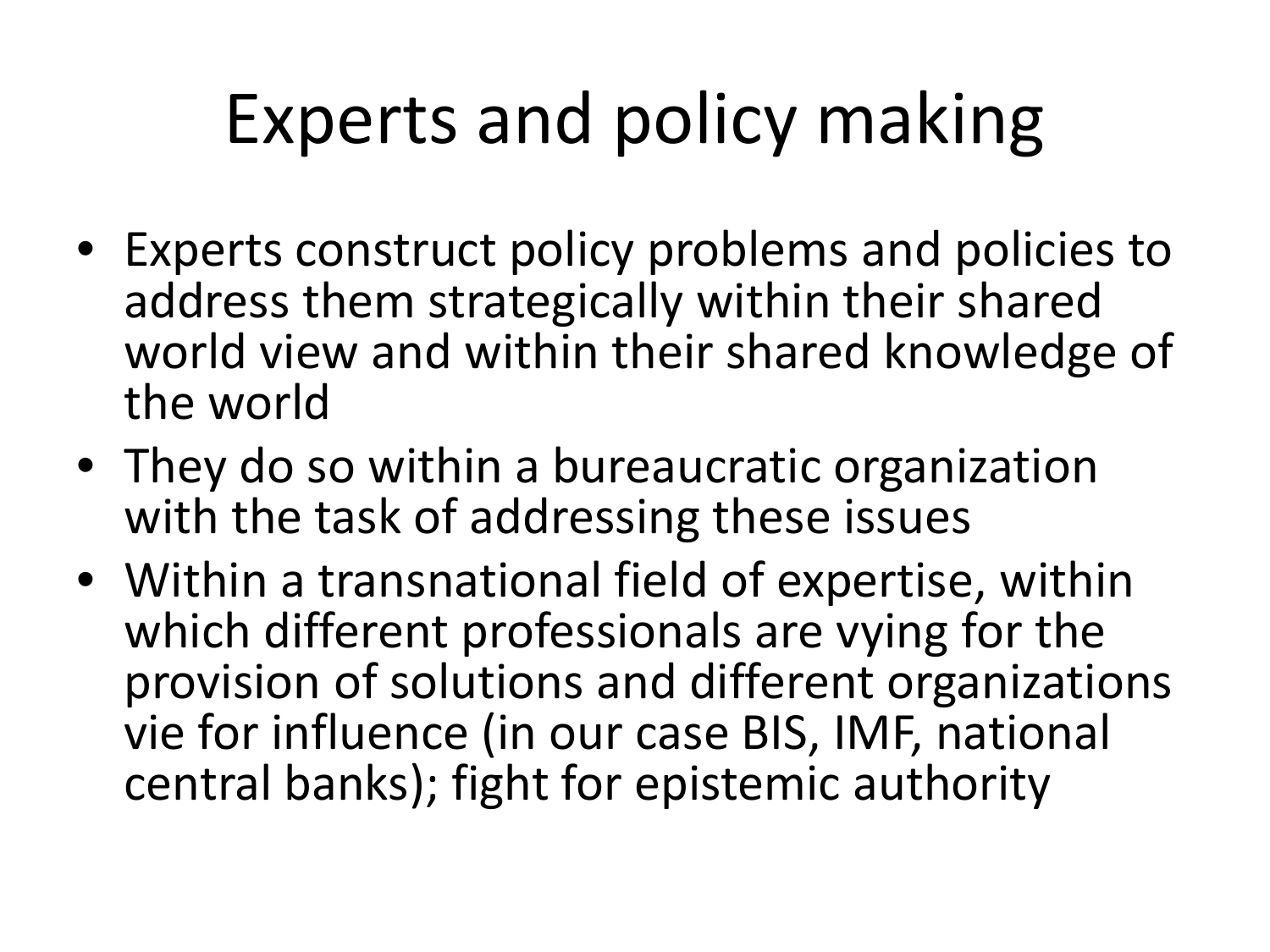# Experts and policy making

- Experts construct policy problems and policies to address them strategically within their shared world view and within their shared knowledge of the world
- They do so within a bureaucratic organization with the task of addressing these issues
- Within a transnational field of expertise, within which different professionals are vying for the provision of solutions and different organizations vie for influence (in our case BIS, IMF, national central banks); fight for epistemic authority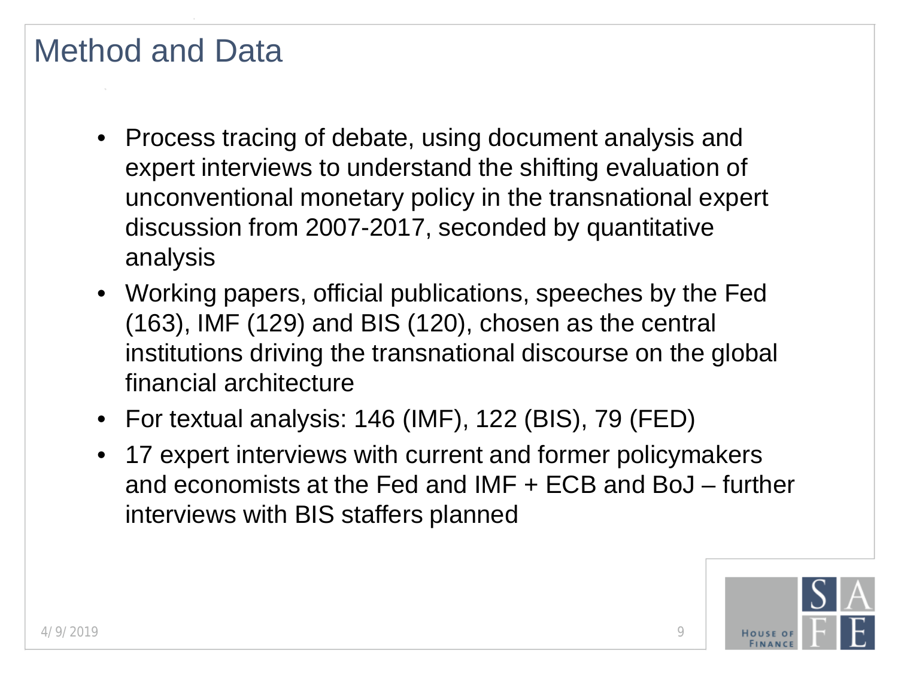# Method and Data

- Process tracing of debate, using document analysis and expert interviews to understand the shifting evaluation of unconventional monetary policy in the transnational expert discussion from 2007-2017, seconded by quantitative analysis
- Working papers, official publications, speeches by the Fed (163), IMF (129) and BIS (120), chosen as the central institutions driving the transnational discourse on the global financial architecture
- For textual analysis: 146 (IMF), 122 (BIS), 79 (FED)
- 17 expert interviews with current and former policymakers and economists at the Fed and IMF + ECB and BoJ – further interviews with BIS staffers planned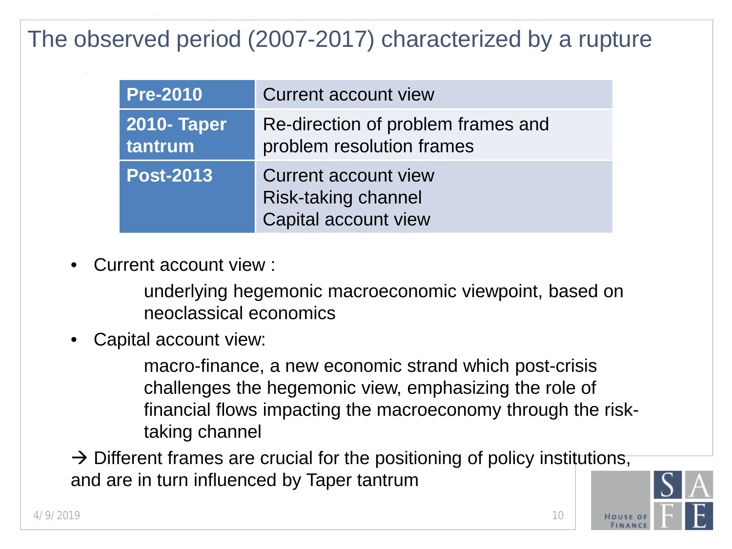# The observed period (2007-2017) characterized by a rupture

| | |
|---|---|
| **Pre-2010** | Current account view |
| **2010- Taper tantrum** | Re-direction of problem frames and problem resolution frames |
| **Post-2013** | Current account view<br>Risk-taking channel<br>Capital account view |

- Current account view :

  underlying hegemonic macroeconomic viewpoint, based on neoclassical economics

- Capital account view:

  macro-finance, a new economic strand which post-crisis challenges the hegemonic view, emphasizing the role of financial flows impacting the macroeconomy through the risk-taking channel

→ Different frames are crucial for the positioning of policy institutions, and are in turn influenced by Taper tantrum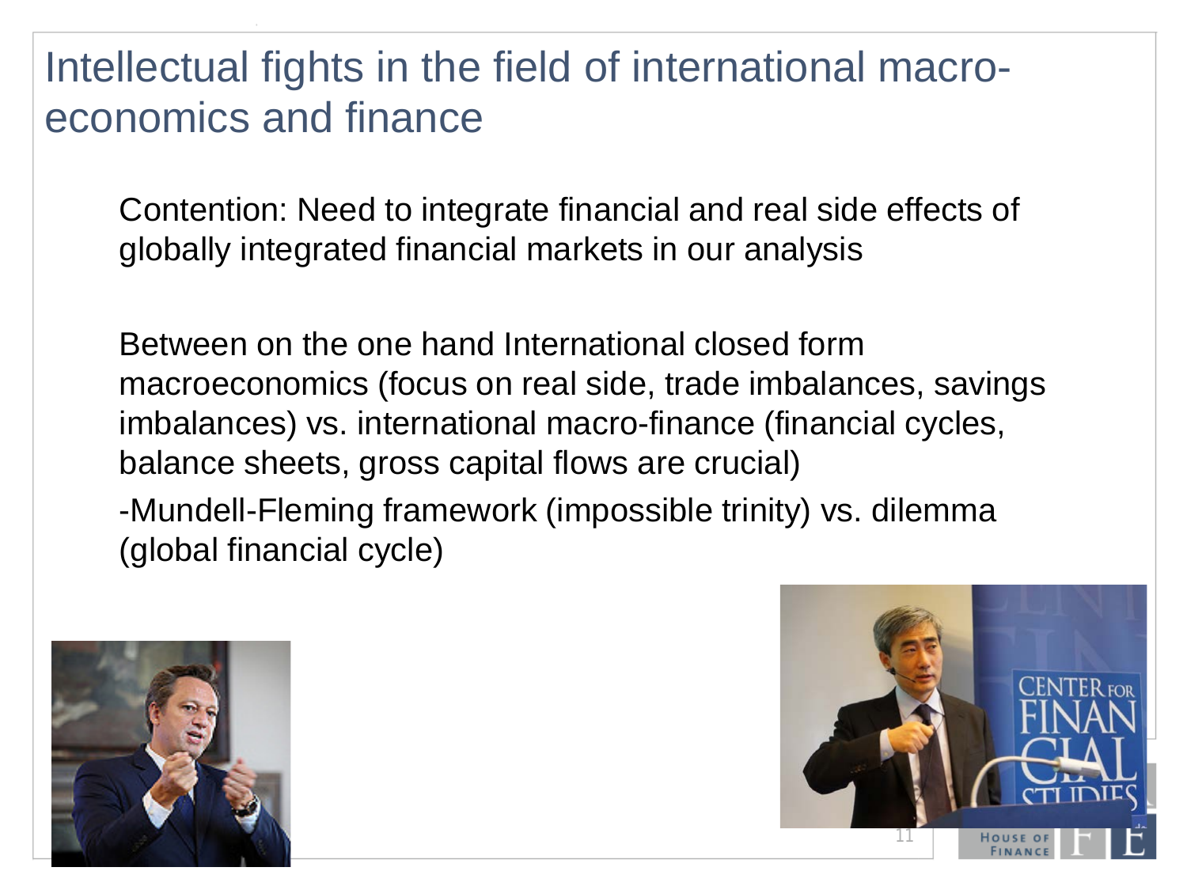# Intellectual fights in the field of international macro-economics and finance

Contention: Need to integrate financial and real side effects of globally integrated financial markets in our analysis

Between on the one hand International closed form macroeconomics (focus on real side, trade imbalances, savings imbalances) vs. international macro-finance (financial cycles, balance sheets, gross capital flows are crucial)

-Mundell-Fleming framework (impossible trinity) vs. dilemma (global financial cycle)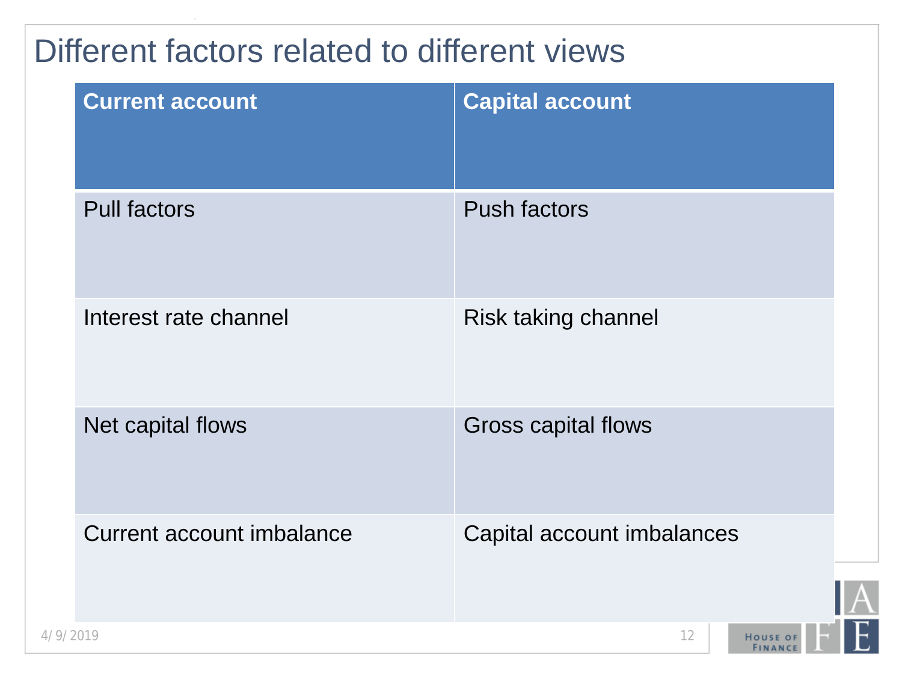# Different factors related to different views

| Current account | Capital account |
| --- | --- |
| Pull factors | Push factors |
| Interest rate channel | Risk taking channel |
| Net capital flows | Gross capital flows |
| Current account imbalance | Capital account imbalances |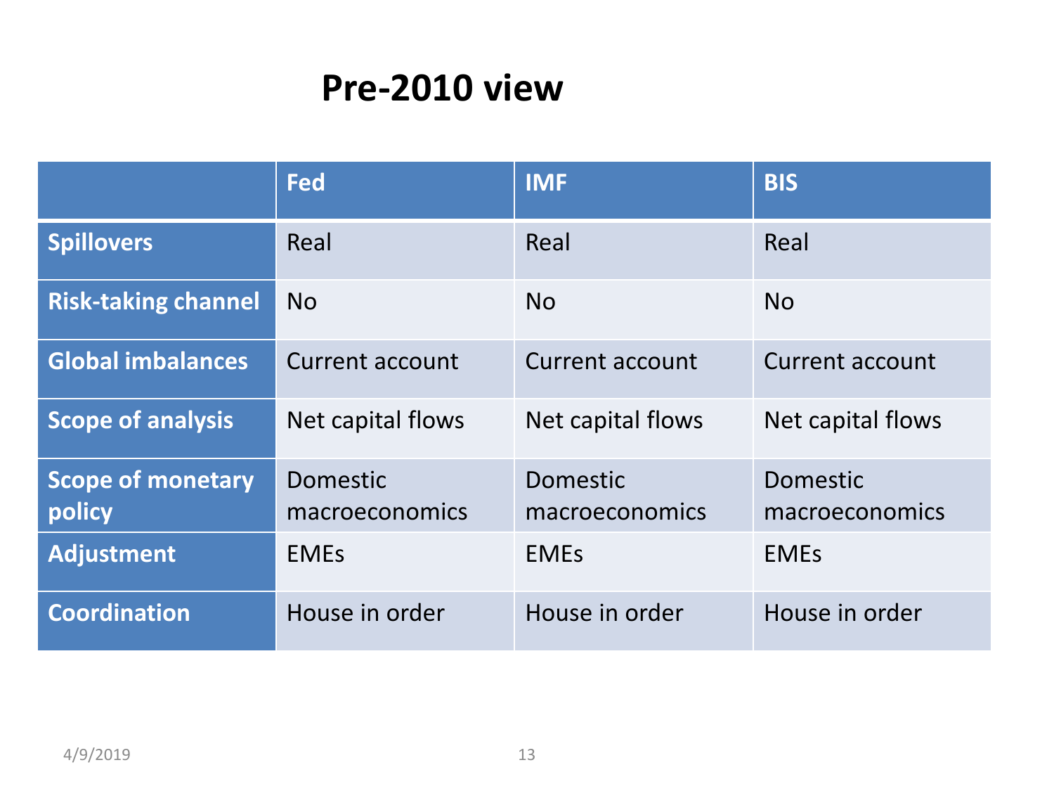# Pre-2010 view

| | Fed | IMF | BIS |
|---|---|---|---|
| Spillovers | Real | Real | Real |
| Risk-taking channel | No | No | No |
| Global imbalances | Current account | Current account | Current account |
| Scope of analysis | Net capital flows | Net capital flows | Net capital flows |
| Scope of monetary policy | Domestic macroeconomics | Domestic macroeconomics | Domestic macroeconomics |
| Adjustment | EMEs | EMEs | EMEs |
| Coordination | House in order | House in order | House in order |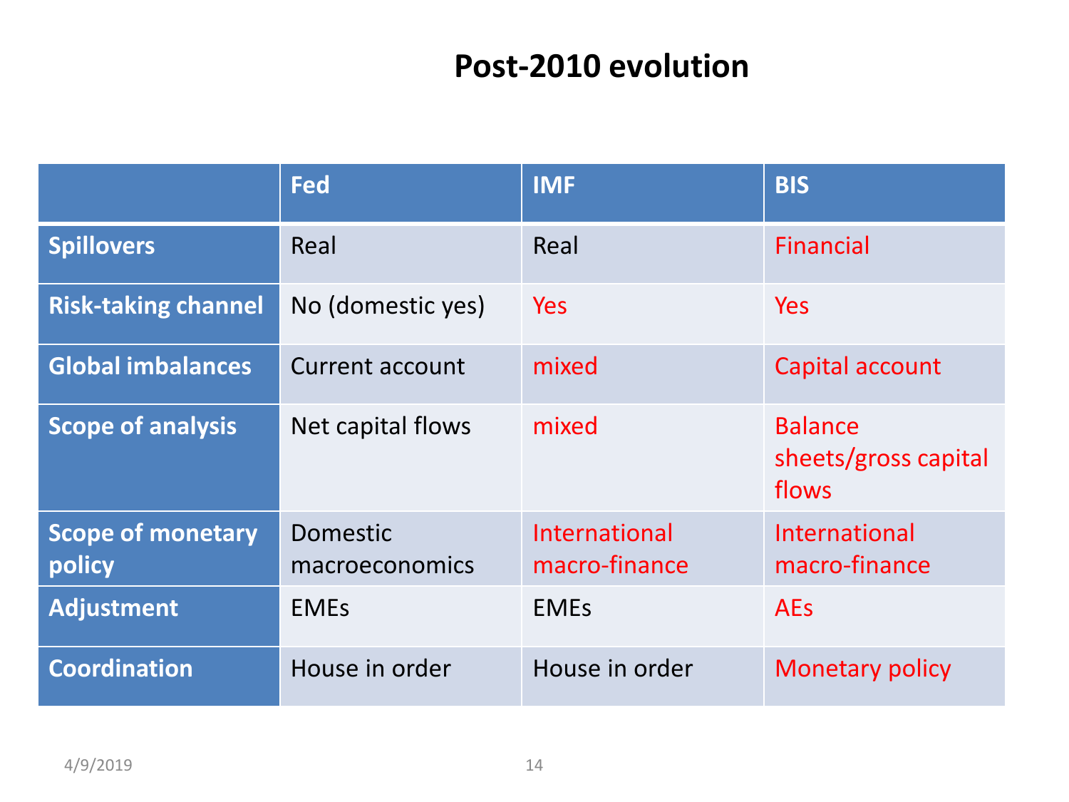# Post-2010 evolution

| | Fed | IMF | BIS |
|---|---|---|---|
| **Spillovers** | Real | Real | Financial |
| **Risk-taking channel** | No (domestic yes) | Yes | Yes |
| **Global imbalances** | Current account | mixed | Capital account |
| **Scope of analysis** | Net capital flows | mixed | Balance sheets/gross capital flows |
| **Scope of monetary policy** | Domestic macroeconomics | International macro-finance | International macro-finance |
| **Adjustment** | EMEs | EMEs | AEs |
| **Coordination** | House in order | House in order | Monetary policy |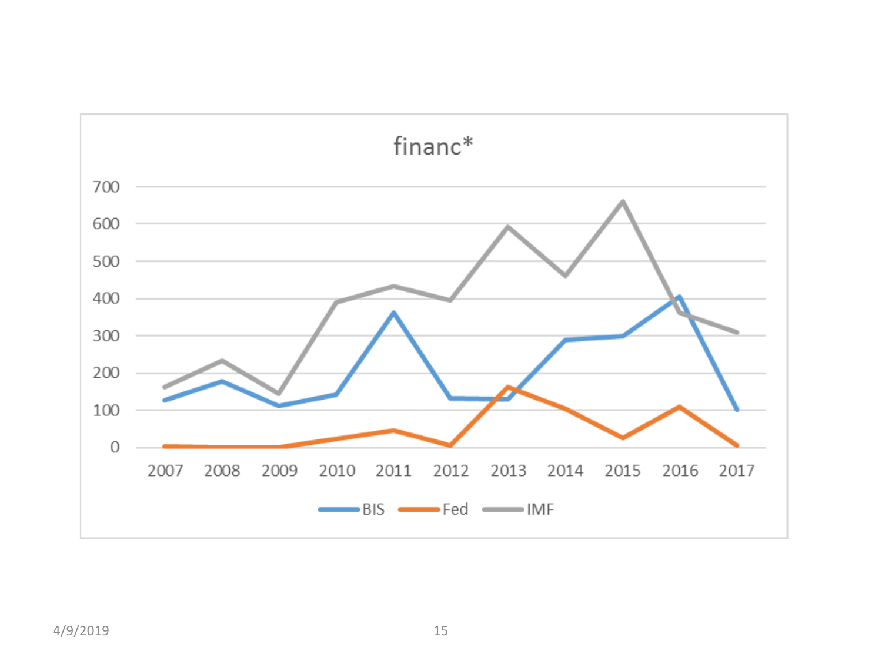# financ*

BIS   Fed   IMF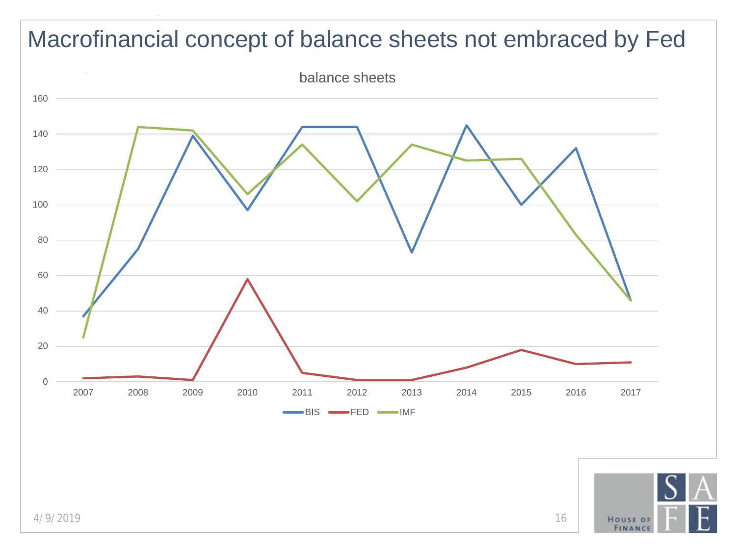# Macrofinancial concept of balance sheets not embraced by Fed

balance sheets

| Year | BIS | FED | IMF |
|---|---|---|---|
| 2007 | 37 | 2 | 25 |
| 2008 | 75 | 3 | 144 |
| 2009 | 139 | 1 | 142 |
| 2010 | 97 | 58 | 106 |
| 2011 | 144 | 5 | 134 |
| 2012 | 144 | 1 | 102 |
| 2013 | 73 | 1 | 134 |
| 2014 | 145 | 8 | 125 |
| 2015 | 100 | 18 | 126 |
| 2016 | 132 | 10 | 83 |
| 2017 | 46 | 11 | 46 |

4/ 9/ 2019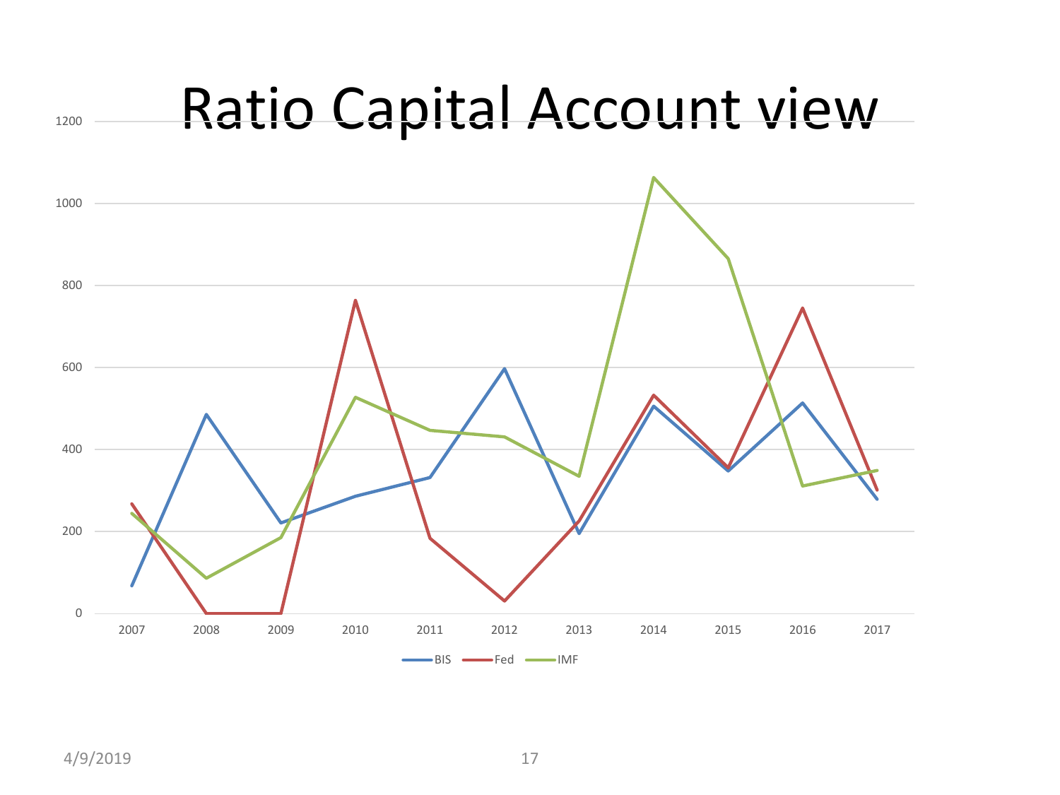# Ratio Capital Account view

1200
1000
800
600
400
200
0

2007 2008 2009 2010 2011 2012 2013 2014 2015 2016 2017

BIS Fed IMF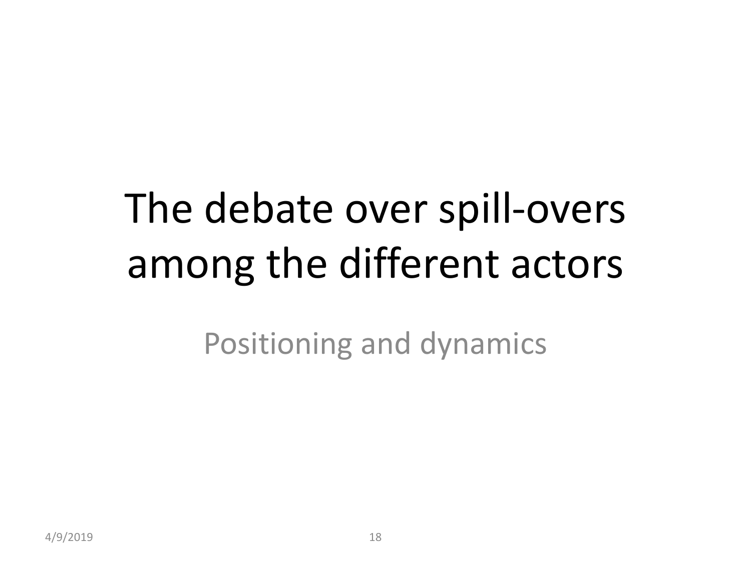# The debate over spill-overs among the different actors

Positioning and dynamics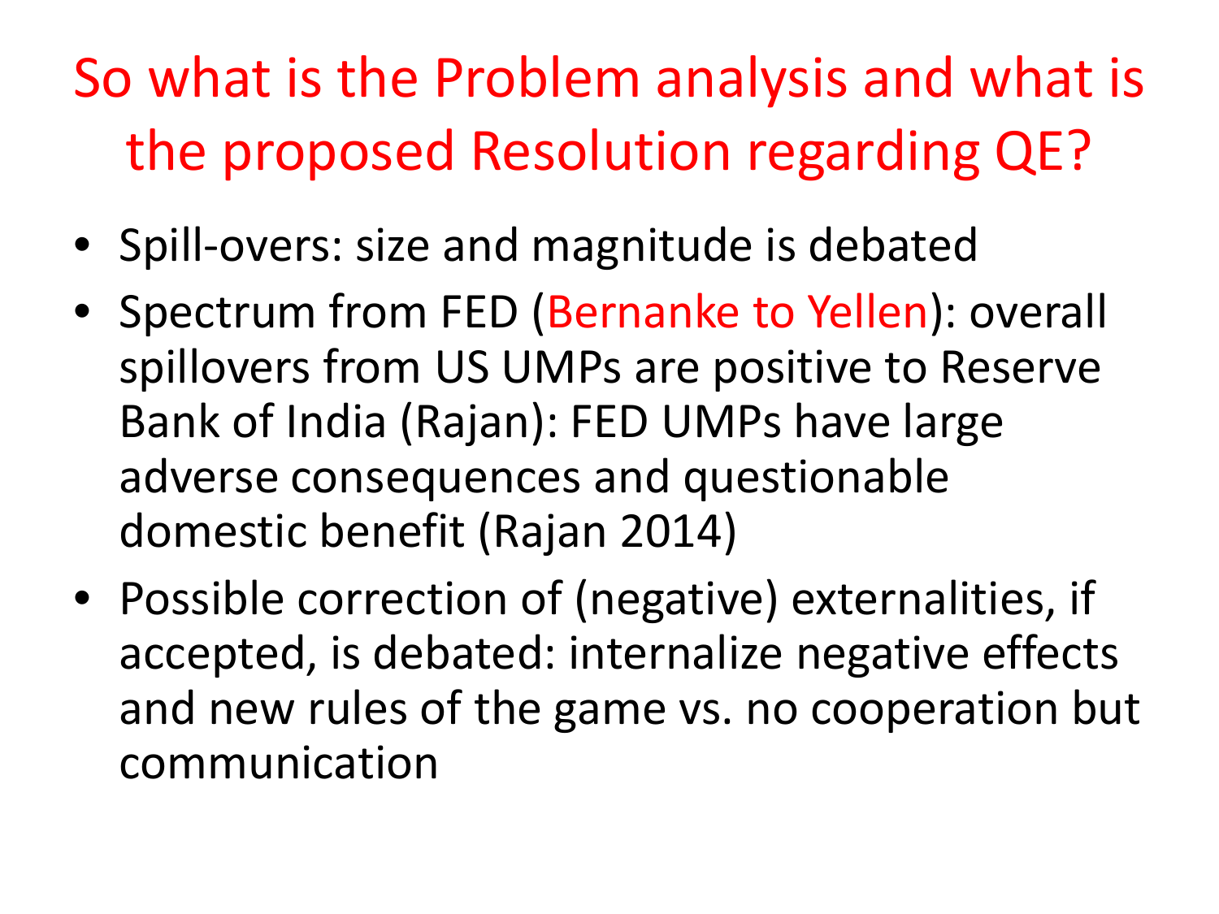# So what is the Problem analysis and what is the proposed Resolution regarding QE?

- Spill-overs: size and magnitude is debated
- Spectrum from FED (Bernanke to Yellen): overall spillovers from US UMPs are positive to Reserve Bank of India (Rajan): FED UMPs have large adverse consequences and questionable domestic benefit (Rajan 2014)
- Possible correction of (negative) externalities, if accepted, is debated: internalize negative effects and new rules of the game vs. no cooperation but communication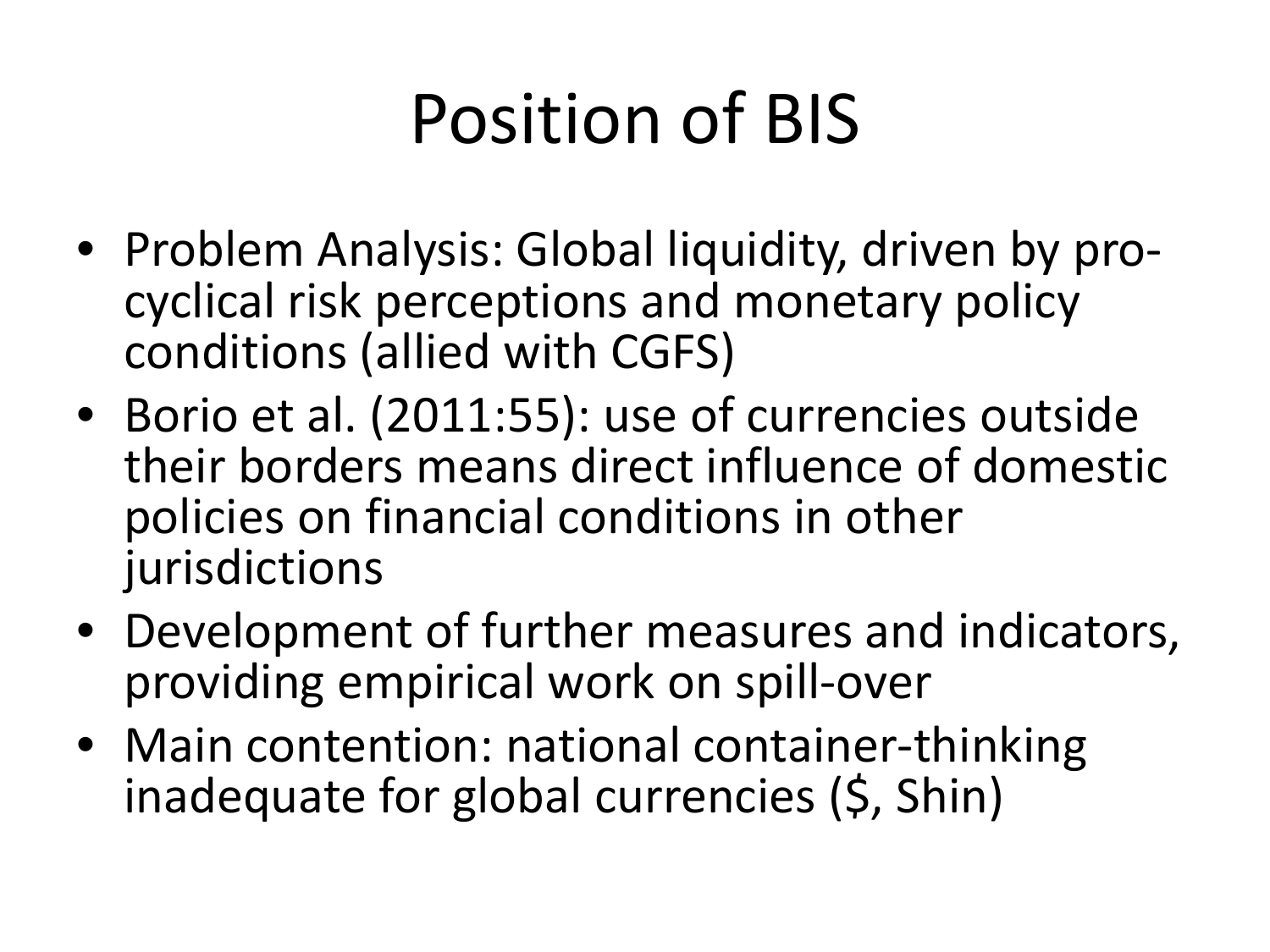# Position of BIS

- Problem Analysis: Global liquidity, driven by pro-cyclical risk perceptions and monetary policy conditions (allied with CGFS)
- Borio et al. (2011:55): use of currencies outside their borders means direct influence of domestic policies on financial conditions in other jurisdictions
- Development of further measures and indicators, providing empirical work on spill-over
- Main contention: national container-thinking inadequate for global currencies ($, Shin)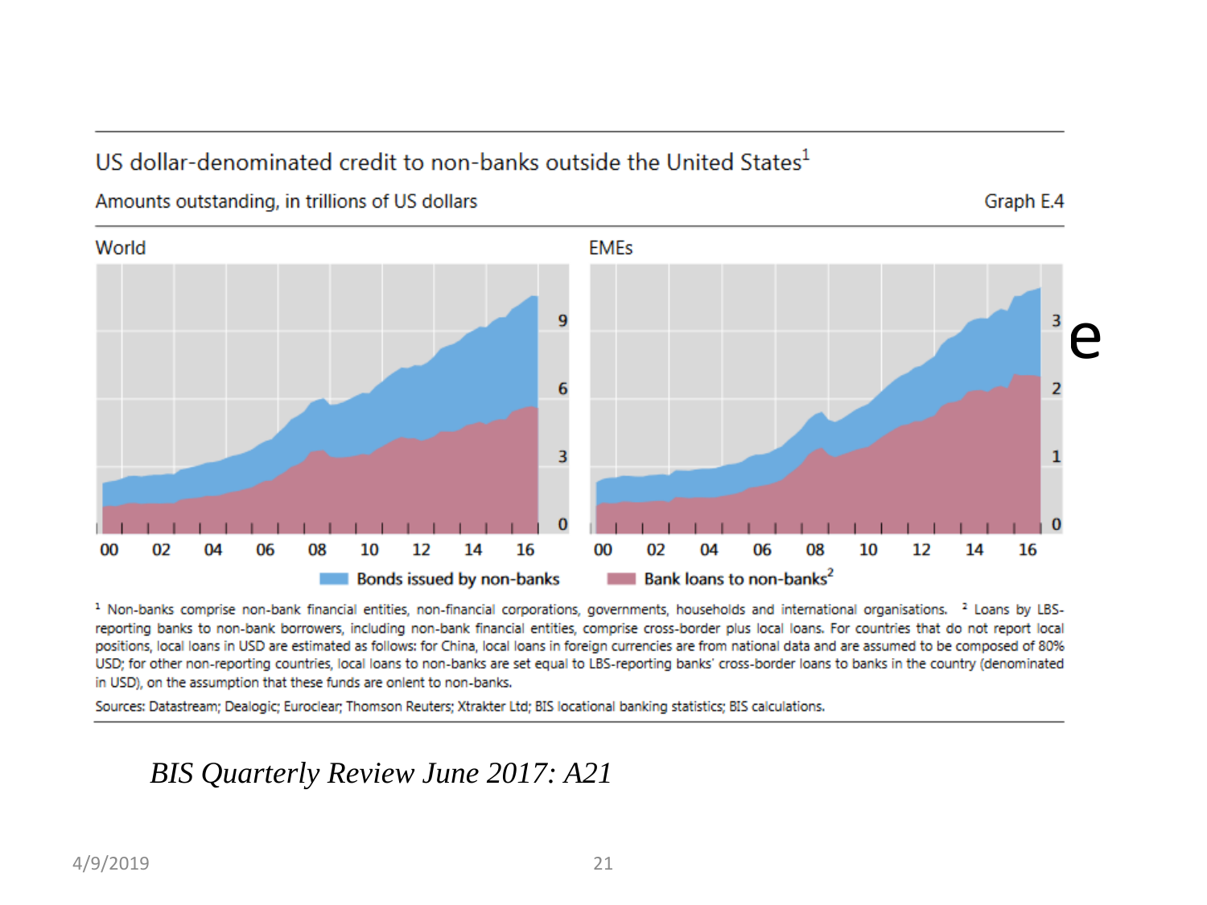## US dollar-denominated credit to non-banks outside the United States[1]

Amounts outstanding, in trillions of US dollars — Graph E.4

World | EMEs

Bonds issued by non-banks | Bank loans to non-banks[2]

[1] Non-banks comprise non-bank financial entities, non-financial corporations, governments, households and international organisations. [2] Loans by LBS-reporting banks to non-bank borrowers, including non-bank financial entities, comprise cross-border plus local loans. For countries that do not report local positions, local loans in USD are estimated as follows: for China, local loans in foreign currencies are from national data and are assumed to be composed of 80% USD; for other non-reporting countries, local loans to non-banks are set equal to LBS-reporting banks' cross-border loans to banks in the country (denominated in USD), on the assumption that these funds are onlent to non-banks.

Sources: Datastream; Dealogic; Euroclear; Thomson Reuters; Xtrakter Ltd; BIS locational banking statistics; BIS calculations.

*BIS Quarterly Review June 2017: A21*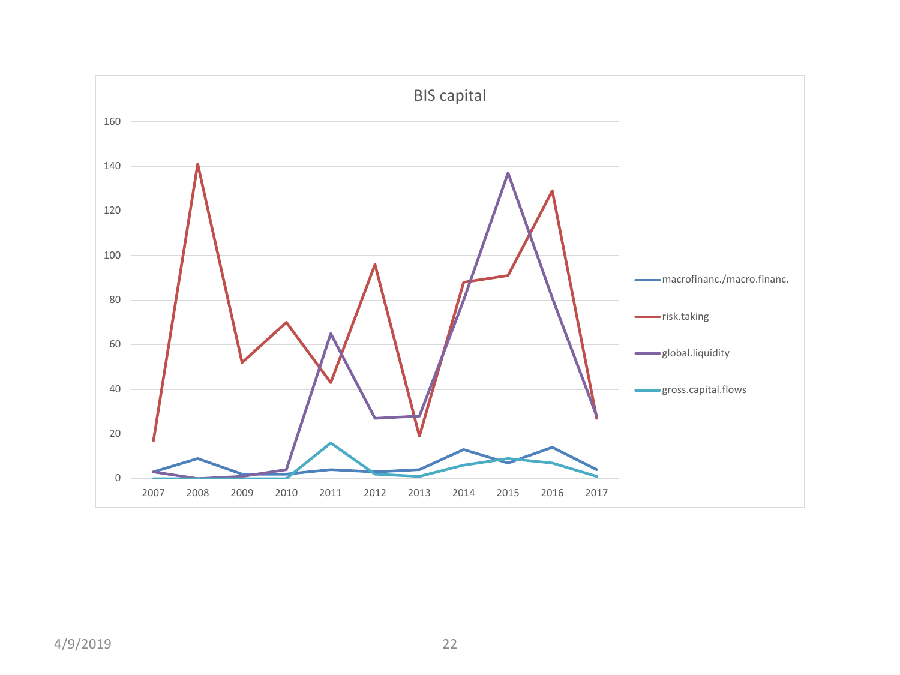## BIS capital

| Year | macrofinanc./macro.financ. | risk.taking | global.liquidity | gross.capital.flows |
|---|---|---|---|---|
| 2007 | 3 | 17 | 3 | 0 |
| 2008 | 9 | 141 | 0 | 0 |
| 2009 | 2 | 52 | 1 | 0 |
| 2010 | 2 | 70 | 4 | 0 |
| 2011 | 4 | 43 | 65 | 16 |
| 2012 | 3 | 96 | 27 | 2 |
| 2013 | 4 | 19 | 28 | 1 |
| 2014 | 13 | 88 | 80 | 6 |
| 2015 | 7 | 91 | 137 | 9 |
| 2016 | 14 | 129 | 81 | 7 |
| 2017 | 4 | 27 | 28 | 1 |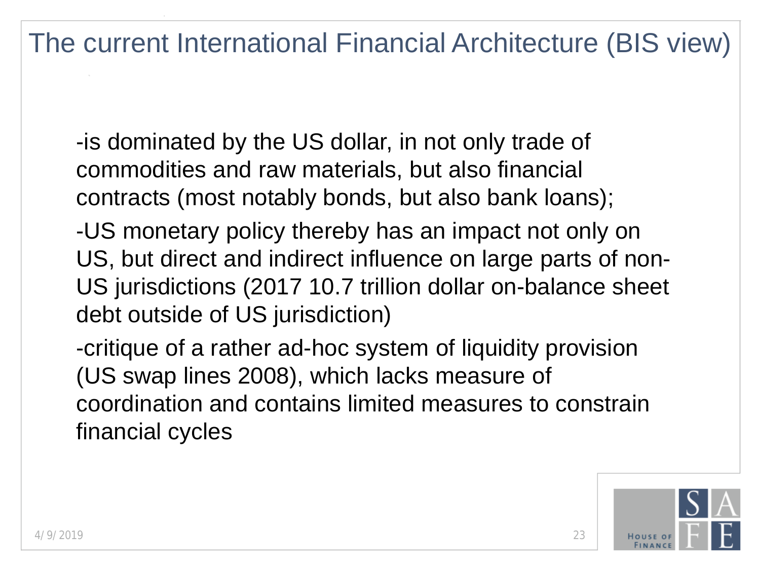# The current International Financial Architecture (BIS view)

-is dominated by the US dollar, in not only trade of commodities and raw materials, but also financial contracts (most notably bonds, but also bank loans);

-US monetary policy thereby has an impact not only on US, but direct and indirect influence on large parts of non-US jurisdictions (2017 10.7 trillion dollar on-balance sheet debt outside of US jurisdiction)

-critique of a rather ad-hoc system of liquidity provision (US swap lines 2008), which lacks measure of coordination and contains limited measures to constrain financial cycles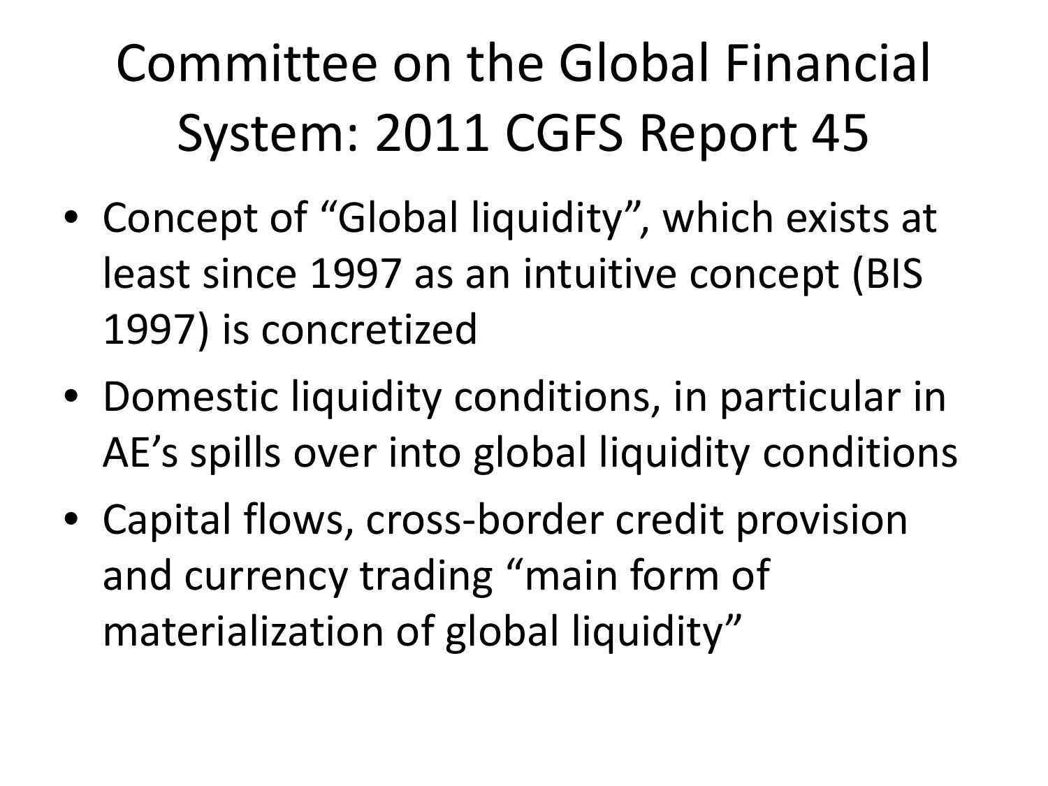# Committee on the Global Financial System: 2011 CGFS Report 45

- Concept of "Global liquidity", which exists at least since 1997 as an intuitive concept (BIS 1997) is concretized
- Domestic liquidity conditions, in particular in AE's spills over into global liquidity conditions
- Capital flows, cross-border credit provision and currency trading "main form of materialization of global liquidity"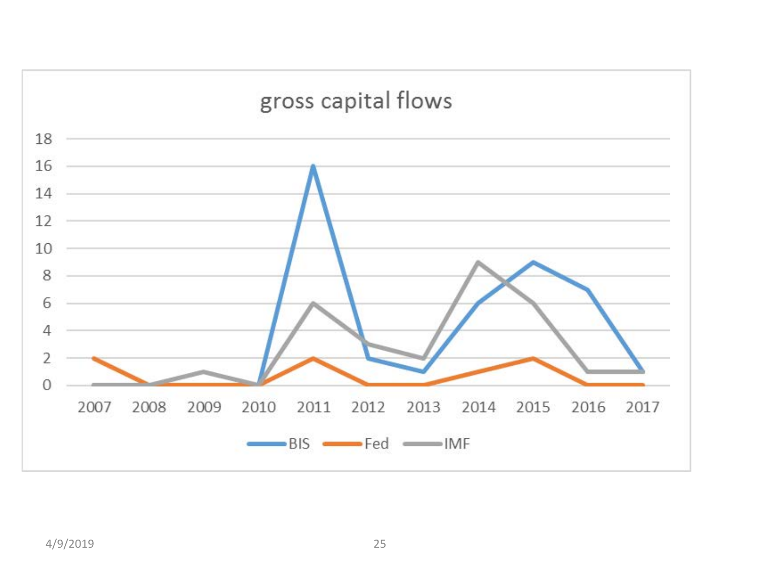## gross capital flows

| Year | BIS | Fed | IMF |
|---|---|---|---|
| 2007 | 0 | 2 | 0 |
| 2008 | 0 | 0 | 0 |
| 2009 | 0 | 0 | 1 |
| 2010 | 0 | 0 | 0 |
| 2011 | 16 | 2 | 6 |
| 2012 | 2 | 0 | 3 |
| 2013 | 1 | 0 | 2 |
| 2014 | 6 | 1 | 9 |
| 2015 | 9 | 2 | 6 |
| 2016 | 7 | 0 | 1 |
| 2017 | 1 | 0 | 1 |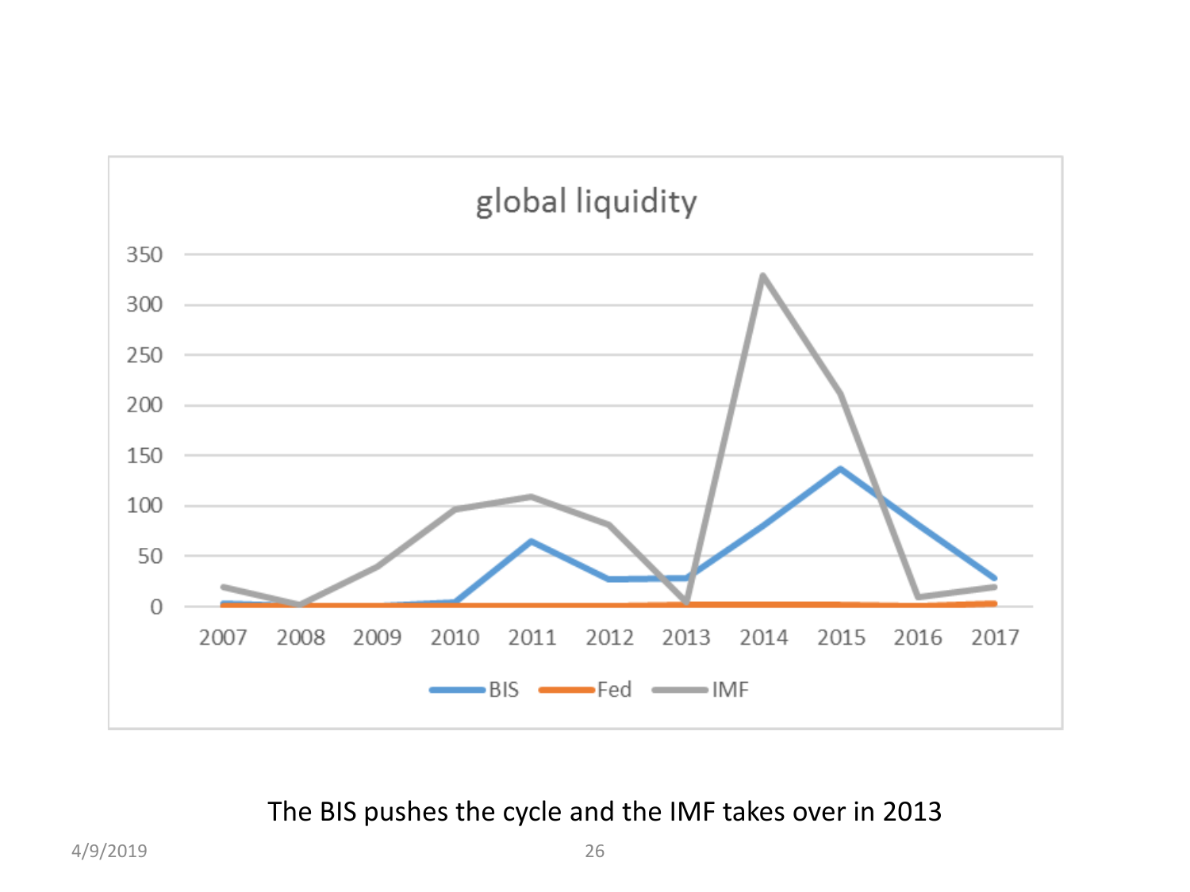global liquidity

The BIS pushes the cycle and the IMF takes over in 2013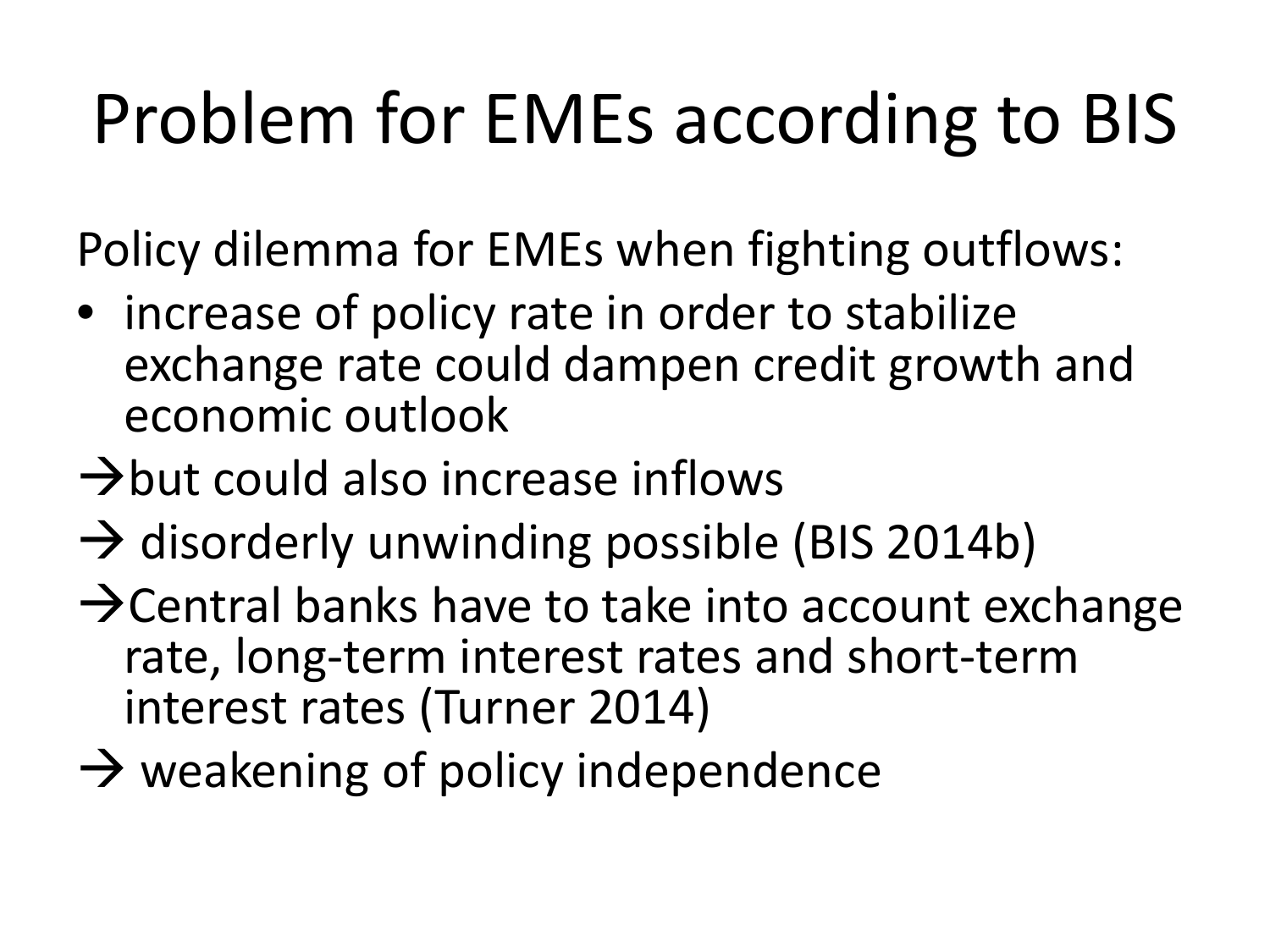# Problem for EMEs according to BIS

Policy dilemma for EMEs when fighting outflows:

- increase of policy rate in order to stabilize exchange rate could dampen credit growth and economic outlook

→but could also increase inflows

→ disorderly unwinding possible (BIS 2014b)

→Central banks have to take into account exchange rate, long-term interest rates and short-term interest rates (Turner 2014)

→ weakening of policy independence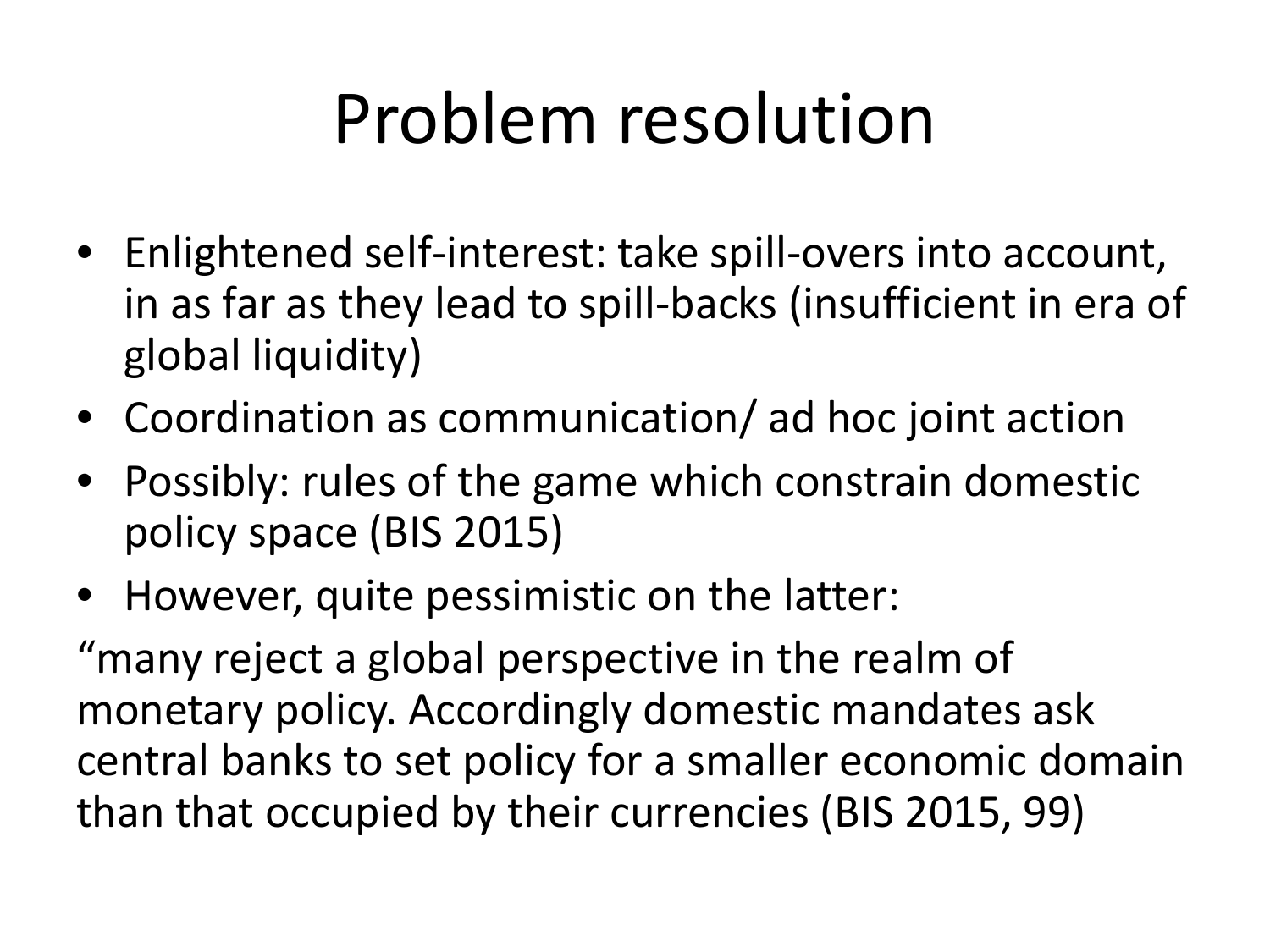# Problem resolution

- Enlightened self-interest: take spill-overs into account, in as far as they lead to spill-backs (insufficient in era of global liquidity)
- Coordination as communication/ ad hoc joint action
- Possibly: rules of the game which constrain domestic policy space (BIS 2015)
- However, quite pessimistic on the latter:

“many reject a global perspective in the realm of monetary policy. Accordingly domestic mandates ask central banks to set policy for a smaller economic domain than that occupied by their currencies (BIS 2015, 99)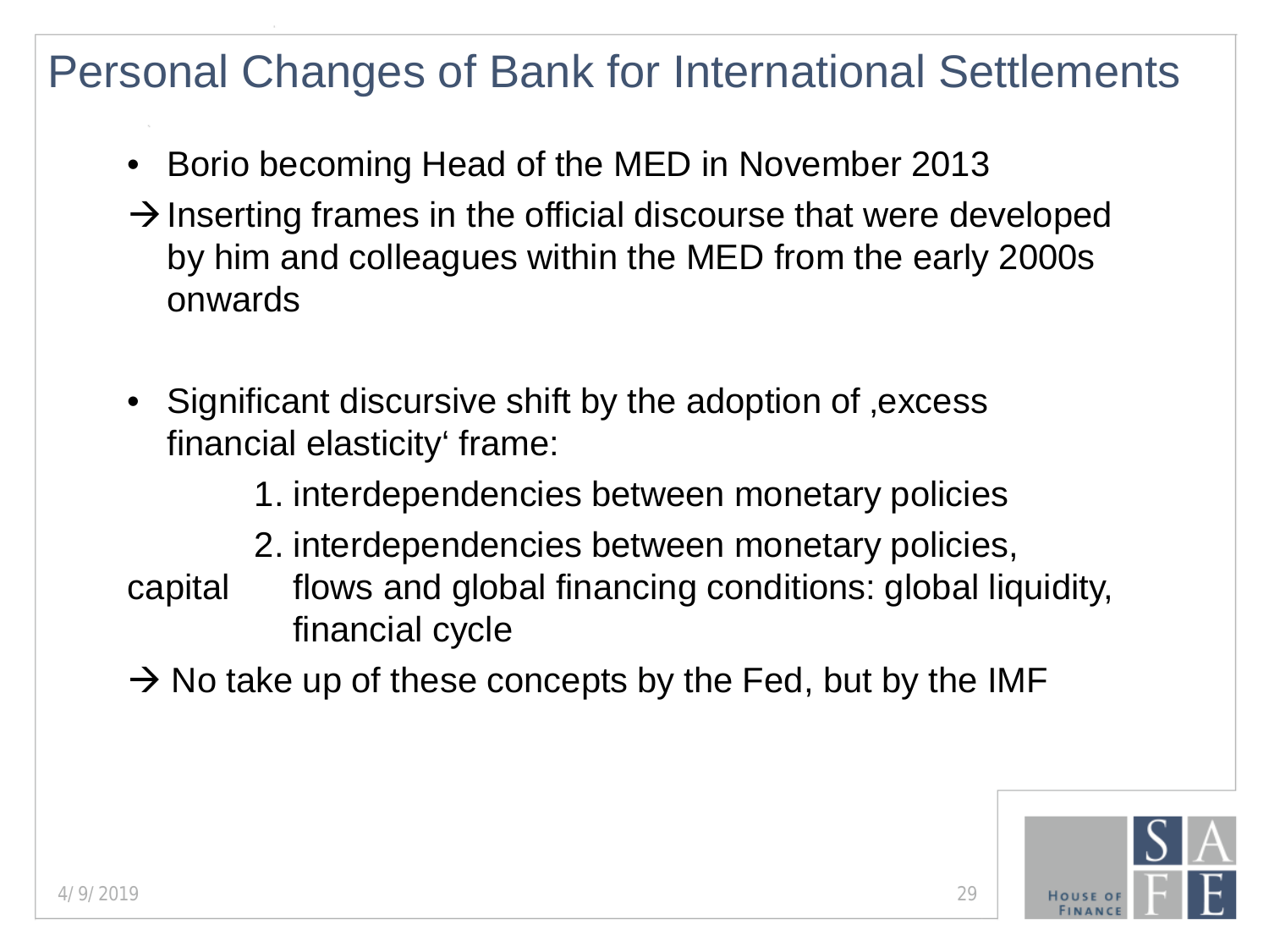# Personal Changes of Bank for International Settlements

- Borio becoming Head of the MED in November 2013

→ Inserting frames in the official discourse that were developed by him and colleagues within the MED from the early 2000s onwards

- Significant discursive shift by the adoption of ‚excess financial elasticity' frame:
  1. interdependencies between monetary policies
  2. interdependencies between monetary policies, capital flows and global financing conditions: global liquidity, financial cycle

→ No take up of these concepts by the Fed, but by the IMF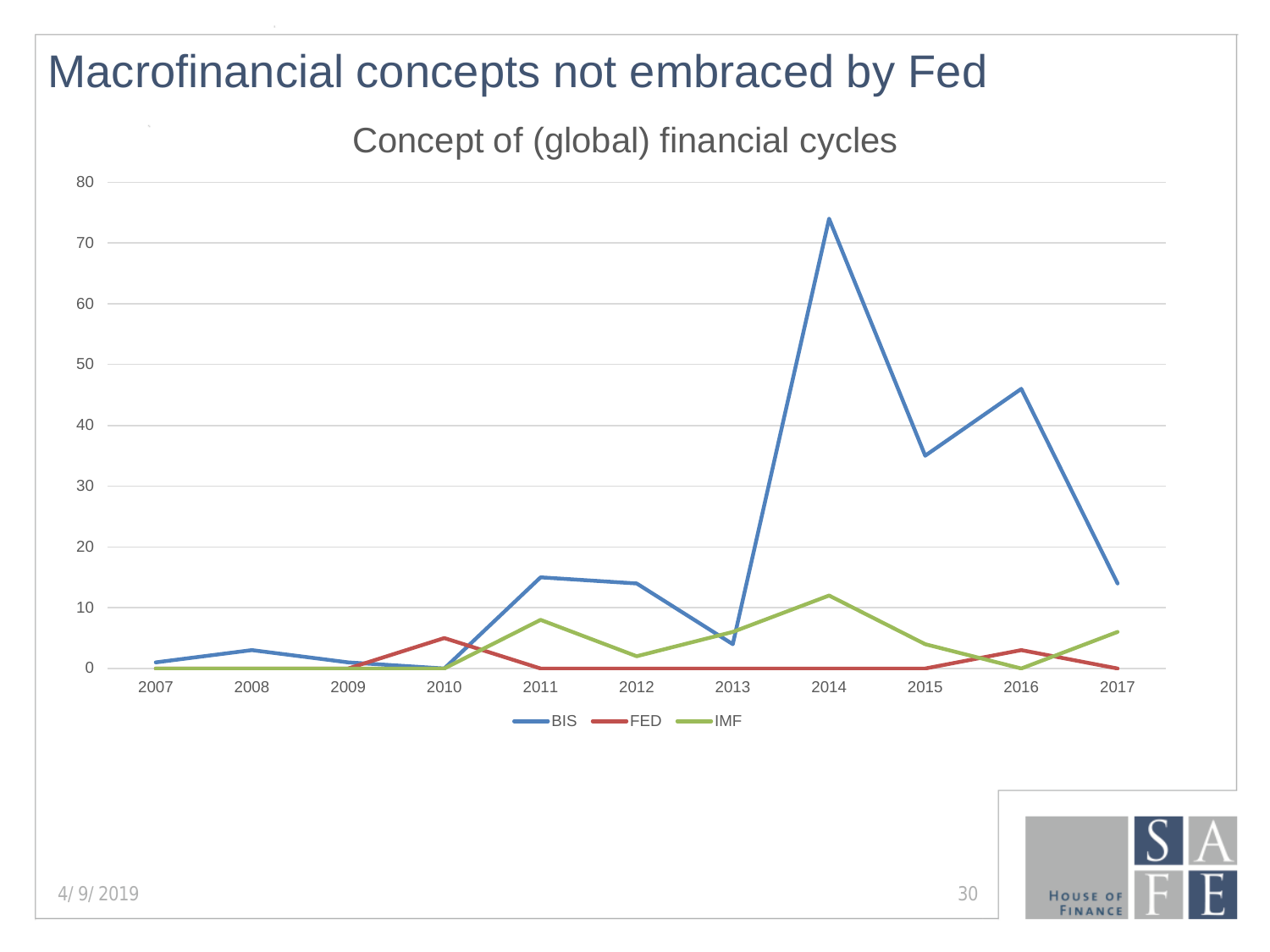# Macrofinancial concepts not embraced by Fed

Concept of (global) financial cycles

| Year | BIS | FED | IMF |
|---|---|---|---|
| 2007 | 1 | 0 | 0 |
| 2008 | 3 | 0 | 0 |
| 2009 | 1 | 0 | 0 |
| 2010 | 0 | 5 | 0 |
| 2011 | 15 | 0 | 8 |
| 2012 | 14 | 0 | 2 |
| 2013 | 4 | 0 | 6 |
| 2014 | 74 | 0 | 12 |
| 2015 | 35 | 0 | 4 |
| 2016 | 46 | 3 | 0 |
| 2017 | 14 | 0 | 6 |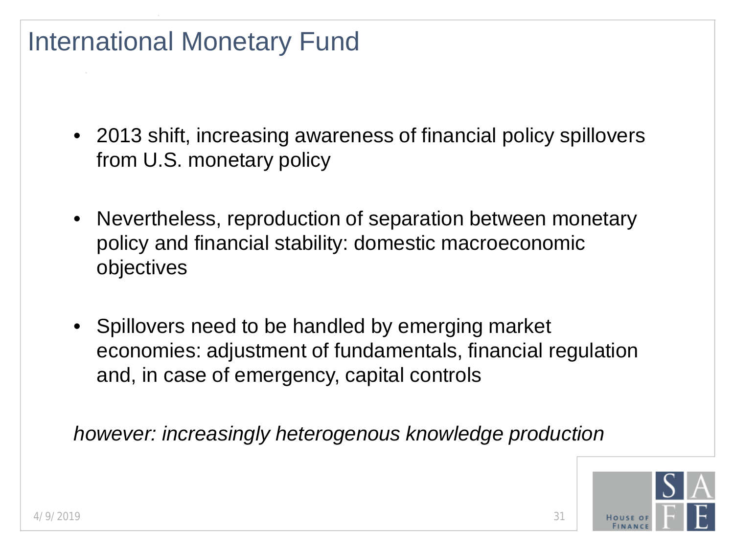# International Monetary Fund

- 2013 shift, increasing awareness of financial policy spillovers from U.S. monetary policy
- Nevertheless, reproduction of separation between monetary policy and financial stability: domestic macroeconomic objectives
- Spillovers need to be handled by emerging market economies: adjustment of fundamentals, financial regulation and, in case of emergency, capital controls

*however: increasingly heterogenous knowledge production*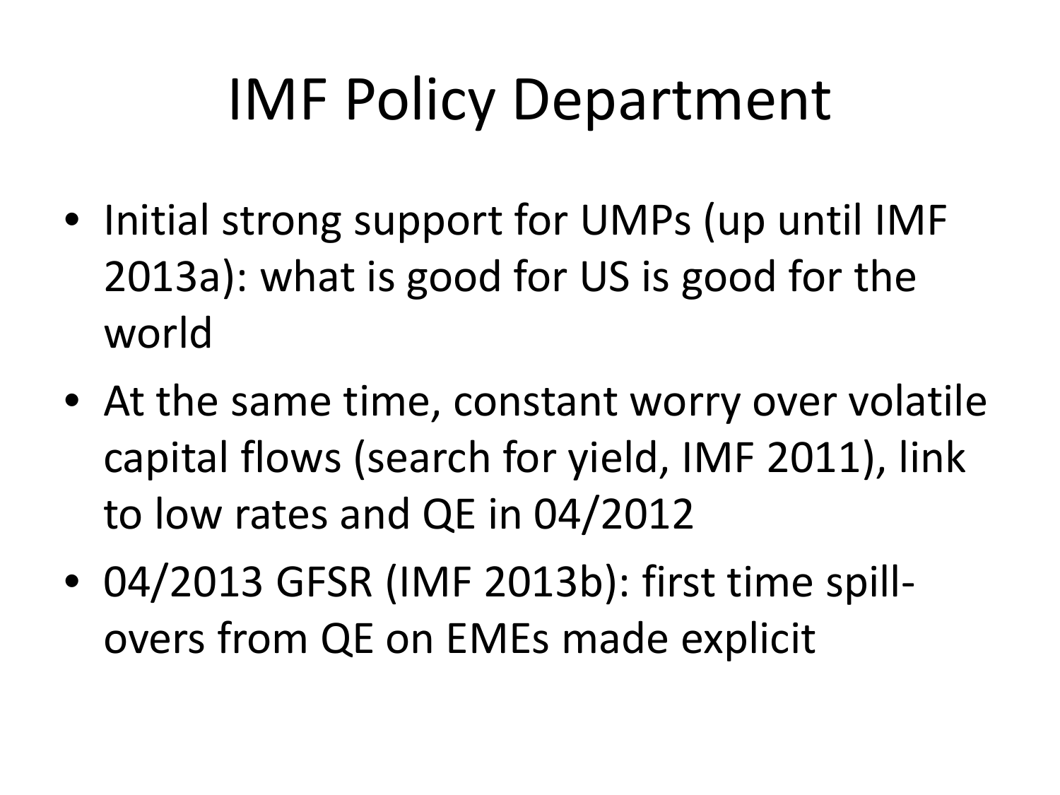# IMF Policy Department

- Initial strong support for UMPs (up until IMF 2013a): what is good for US is good for the world
- At the same time, constant worry over volatile capital flows (search for yield, IMF 2011), link to low rates and QE in 04/2012
- 04/2013 GFSR (IMF 2013b): first time spill-overs from QE on EMEs made explicit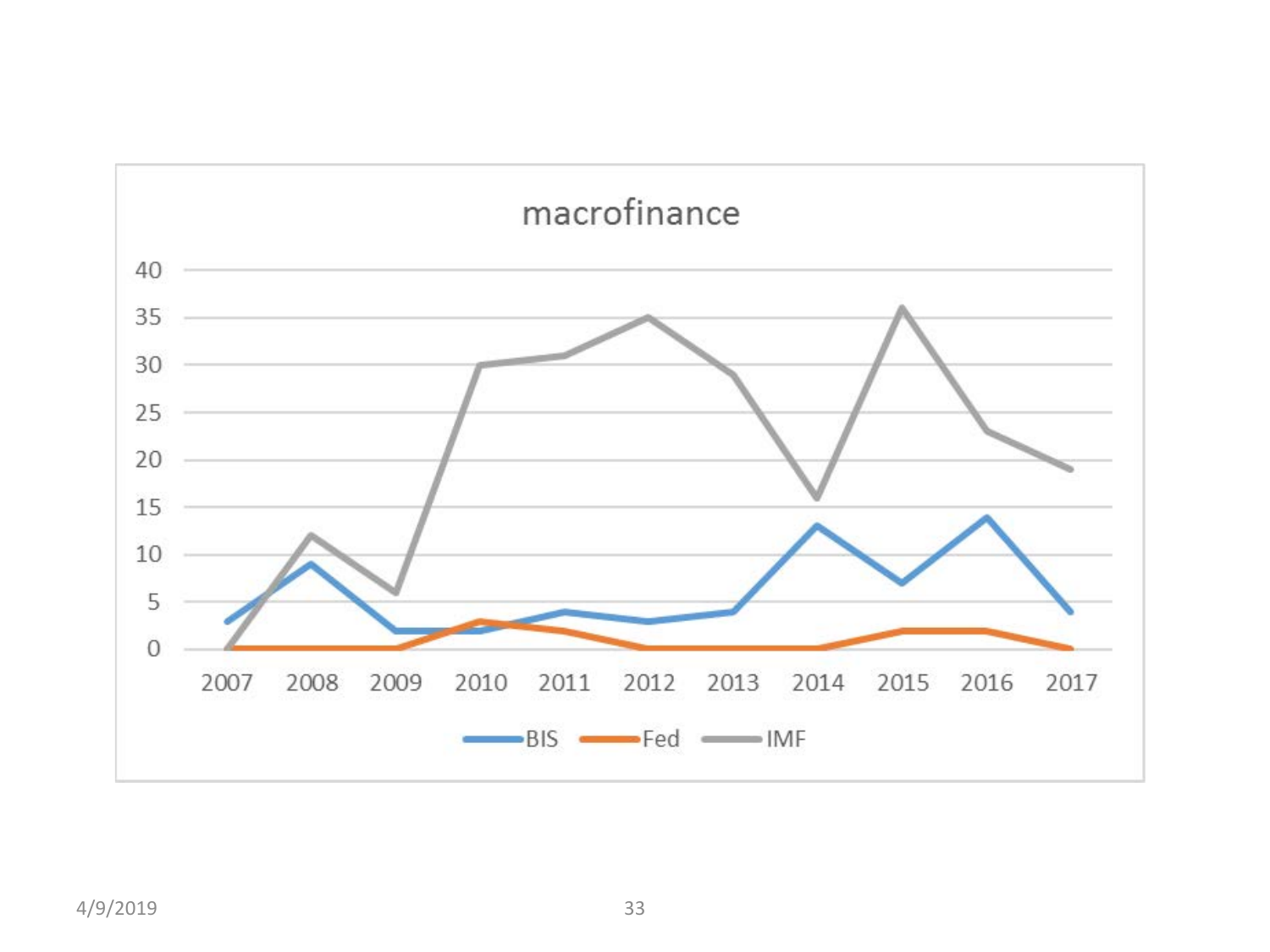## macrofinance

| Year | BIS | Fed | IMF |
|---|---|---|---|
| 2007 | 3 | 0 | 0 |
| 2008 | 9 | 0 | 12 |
| 2009 | 2 | 0 | 6 |
| 2010 | 2 | 3 | 30 |
| 2011 | 4 | 2 | 31 |
| 2012 | 3 | 0 | 35 |
| 2013 | 4 | 0 | 29 |
| 2014 | 13 | 0 | 16 |
| 2015 | 7 | 2 | 36 |
| 2016 | 14 | 2 | 23 |
| 2017 | 4 | 0 | 19 |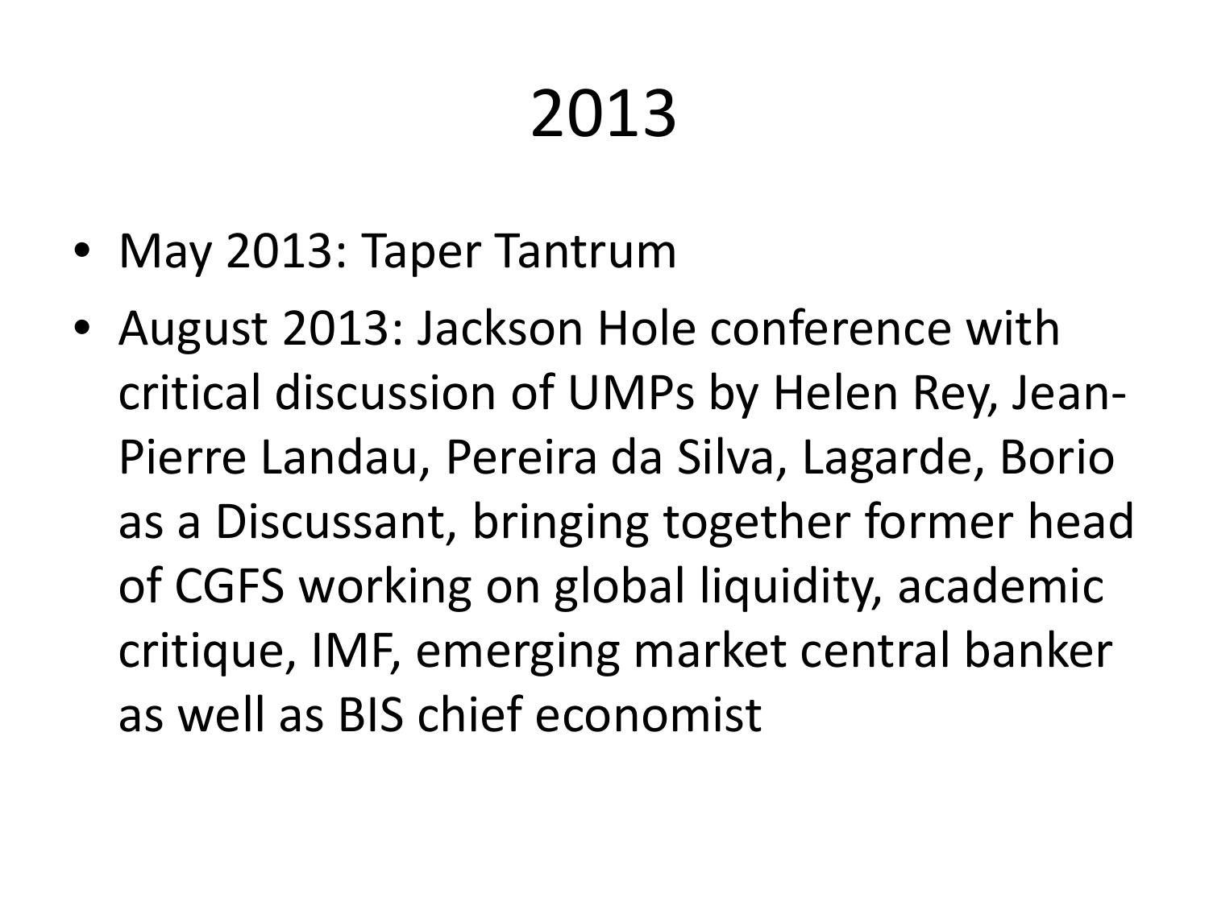# 2013

- May 2013: Taper Tantrum
- August 2013: Jackson Hole conference with critical discussion of UMPs by Helen Rey, Jean-Pierre Landau, Pereira da Silva, Lagarde, Borio as a Discussant, bringing together former head of CGFS working on global liquidity, academic critique, IMF, emerging market central banker as well as BIS chief economist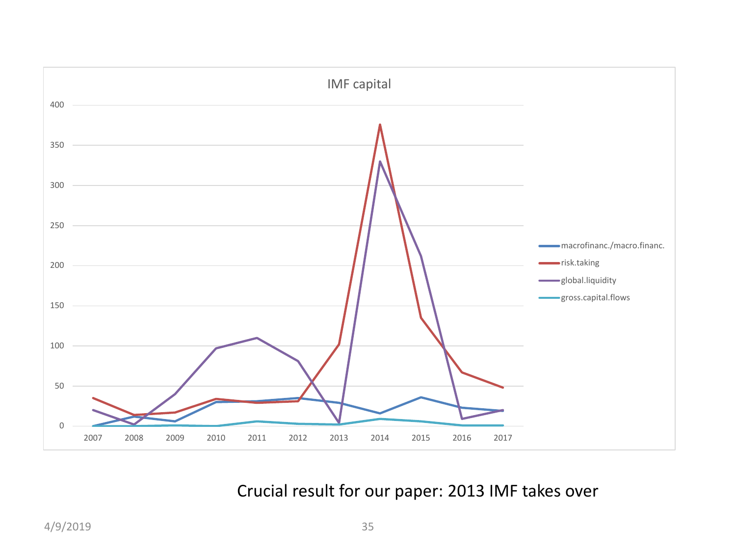## IMF capital

| Year | macrofinanc./macro.financ. | risk.taking | global.liquidity | gross.capital.flows |
|---|---|---|---|---|
| 2007 | 0 | 35 | 20 | 0 |
| 2008 | 12 | 14 | 2 | 0 |
| 2009 | 6 | 17 | 40 | 1 |
| 2010 | 30 | 34 | 97 | 0 |
| 2011 | 31 | 29 | 110 | 6 |
| 2012 | 35 | 31 | 81 | 3 |
| 2013 | 29 | 102 | 4 | 2 |
| 2014 | 16 | 376 | 330 | 9 |
| 2015 | 36 | 135 | 212 | 6 |
| 2016 | 23 | 67 | 9 | 1 |
| 2017 | 19 | 48 | 20 | 1 |

Crucial result for our paper: 2013 IMF takes over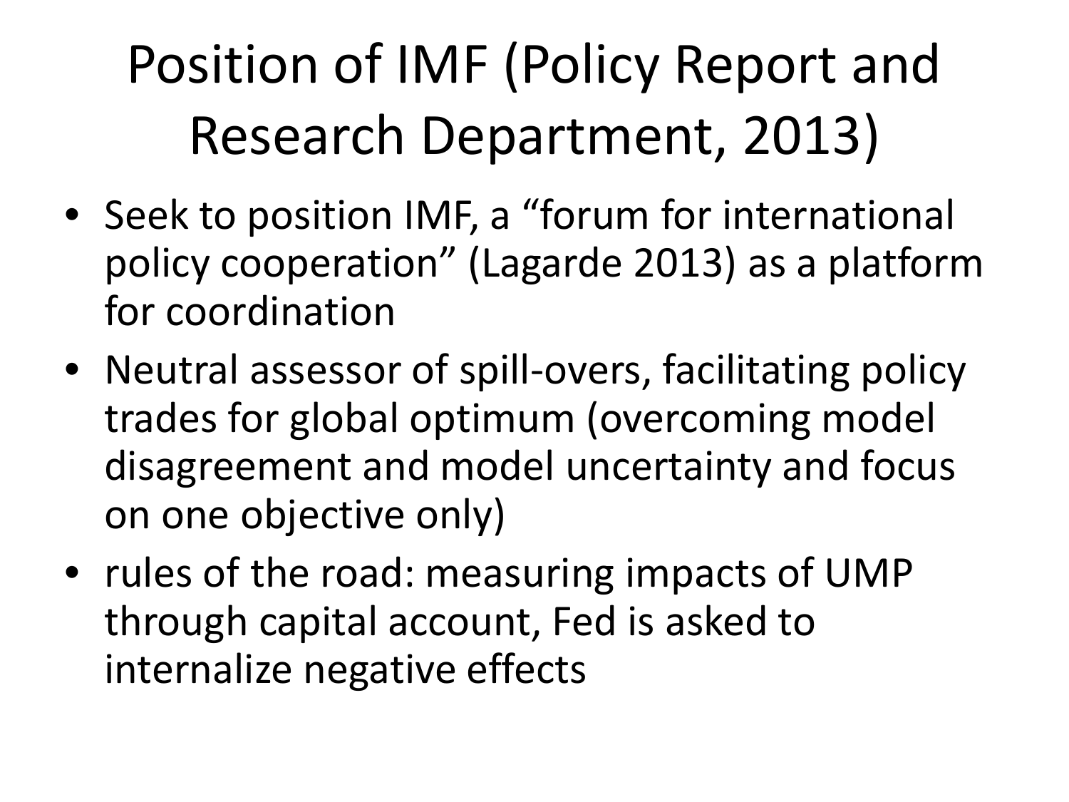# Position of IMF (Policy Report and Research Department, 2013)

- Seek to position IMF, a “forum for international policy cooperation” (Lagarde 2013) as a platform for coordination
- Neutral assessor of spill-overs, facilitating policy trades for global optimum (overcoming model disagreement and model uncertainty and focus on one objective only)
- rules of the road: measuring impacts of UMP through capital account, Fed is asked to internalize negative effects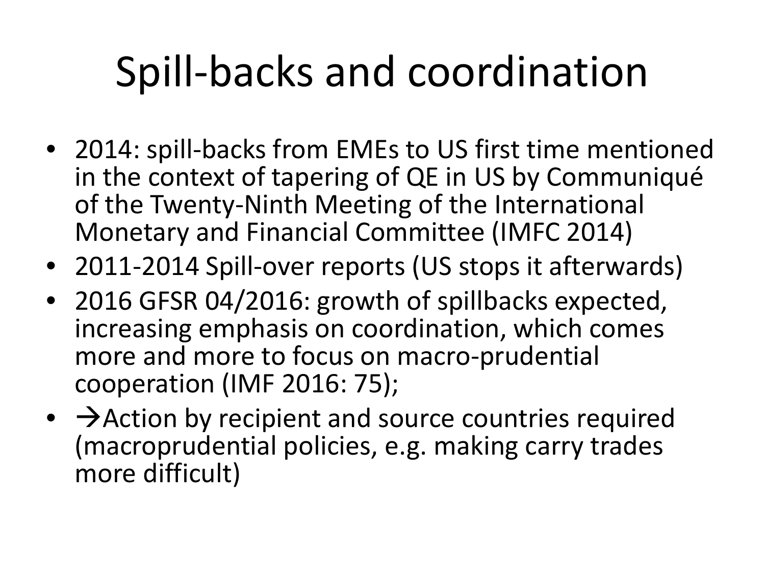# Spill-backs and coordination

- 2014: spill-backs from EMEs to US first time mentioned in the context of tapering of QE in US by Communiqué of the Twenty-Ninth Meeting of the International Monetary and Financial Committee (IMFC 2014)
- 2011-2014 Spill-over reports (US stops it afterwards)
- 2016 GFSR 04/2016: growth of spillbacks expected, increasing emphasis on coordination, which comes more and more to focus on macro-prudential cooperation (IMF 2016: 75);
- →Action by recipient and source countries required (macroprudential policies, e.g. making carry trades more difficult)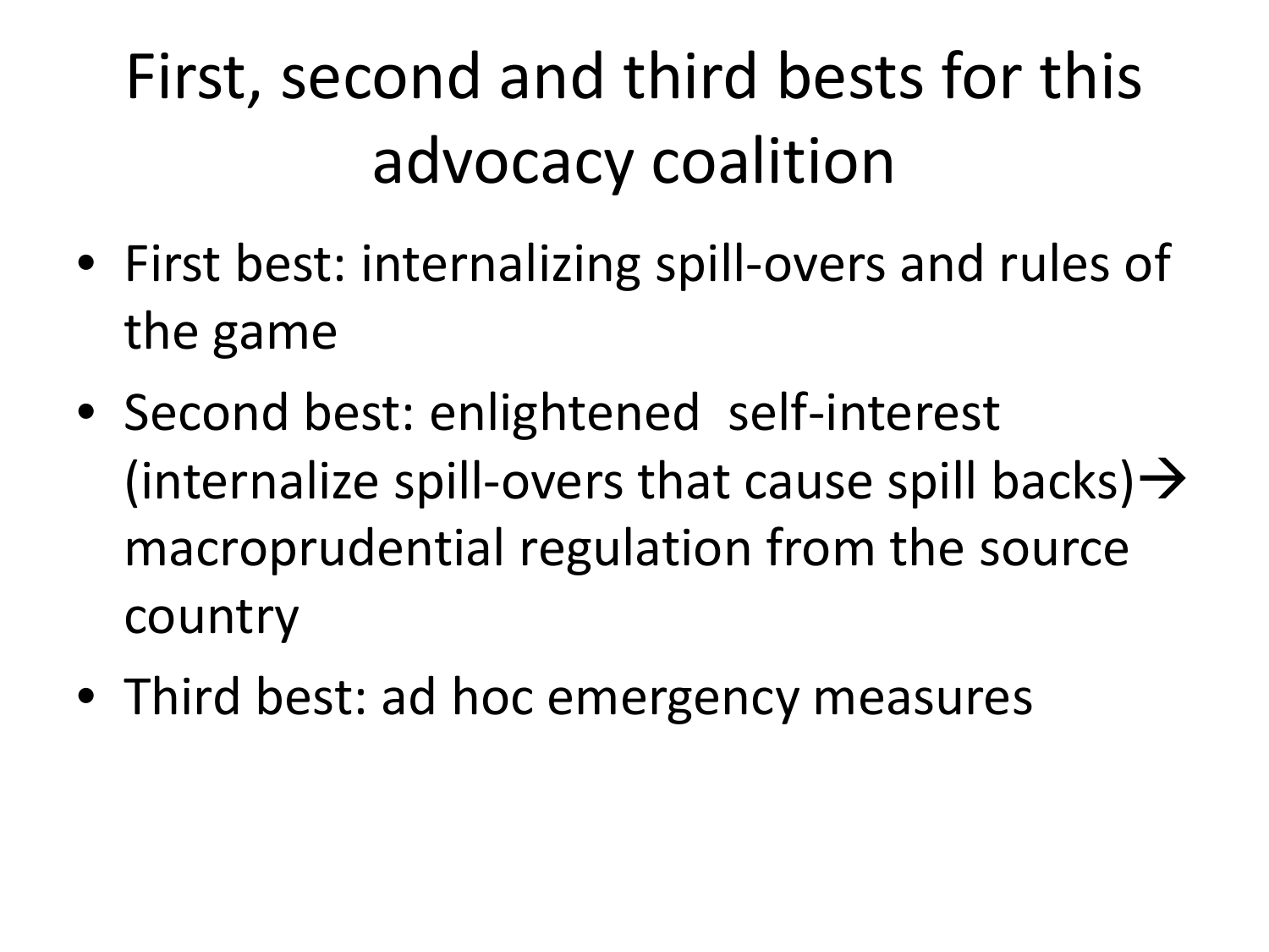# First, second and third bests for this advocacy coalition

- First best: internalizing spill-overs and rules of the game
- Second best: enlightened self-interest (internalize spill-overs that cause spill backs)→ macroprudential regulation from the source country
- Third best: ad hoc emergency measures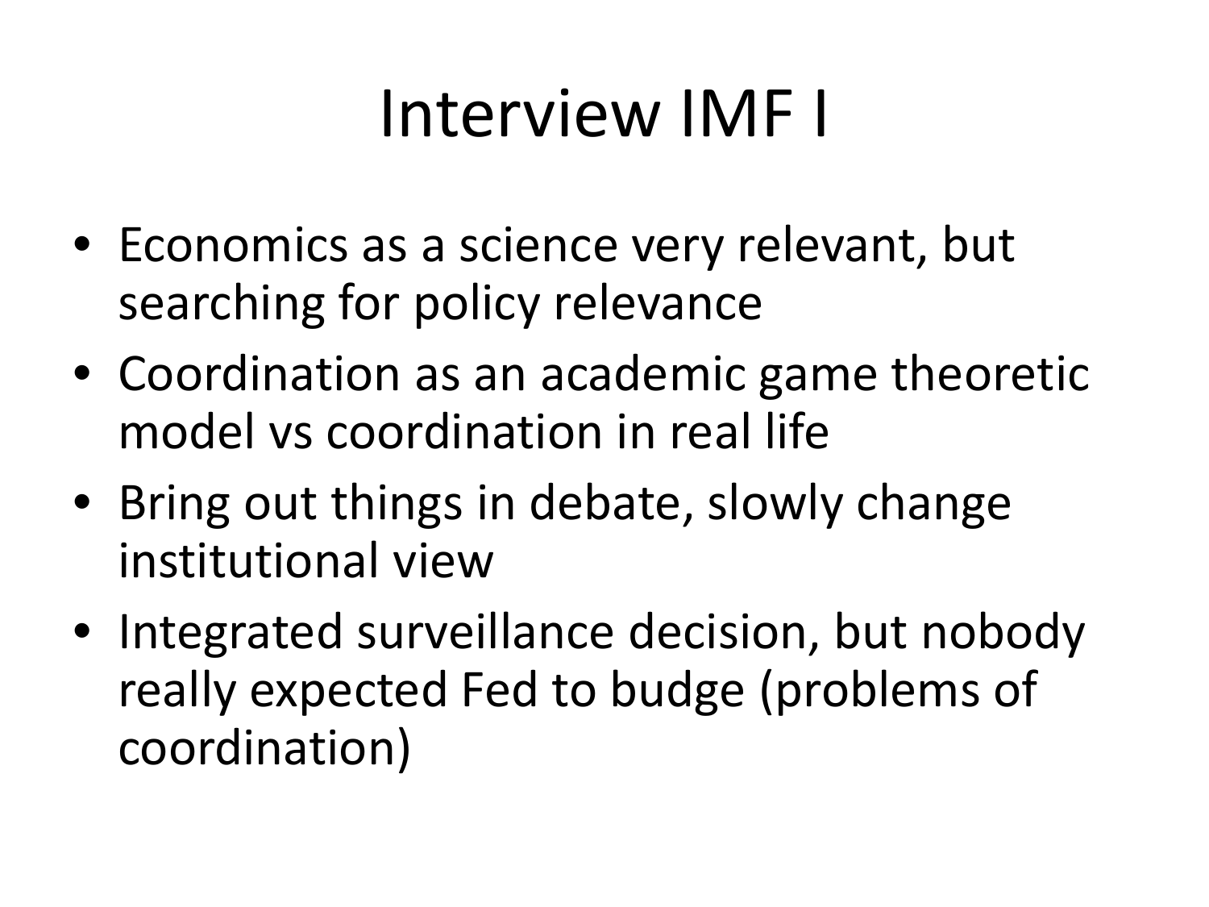# Interview IMF I

- Economics as a science very relevant, but searching for policy relevance
- Coordination as an academic game theoretic model vs coordination in real life
- Bring out things in debate, slowly change institutional view
- Integrated surveillance decision, but nobody really expected Fed to budge (problems of coordination)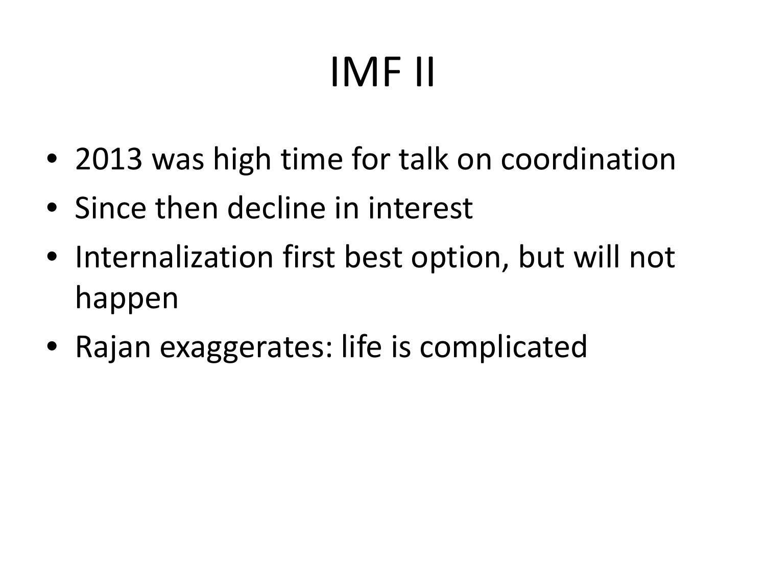# IMF II

- 2013 was high time for talk on coordination
- Since then decline in interest
- Internalization first best option, but will not happen
- Rajan exaggerates: life is complicated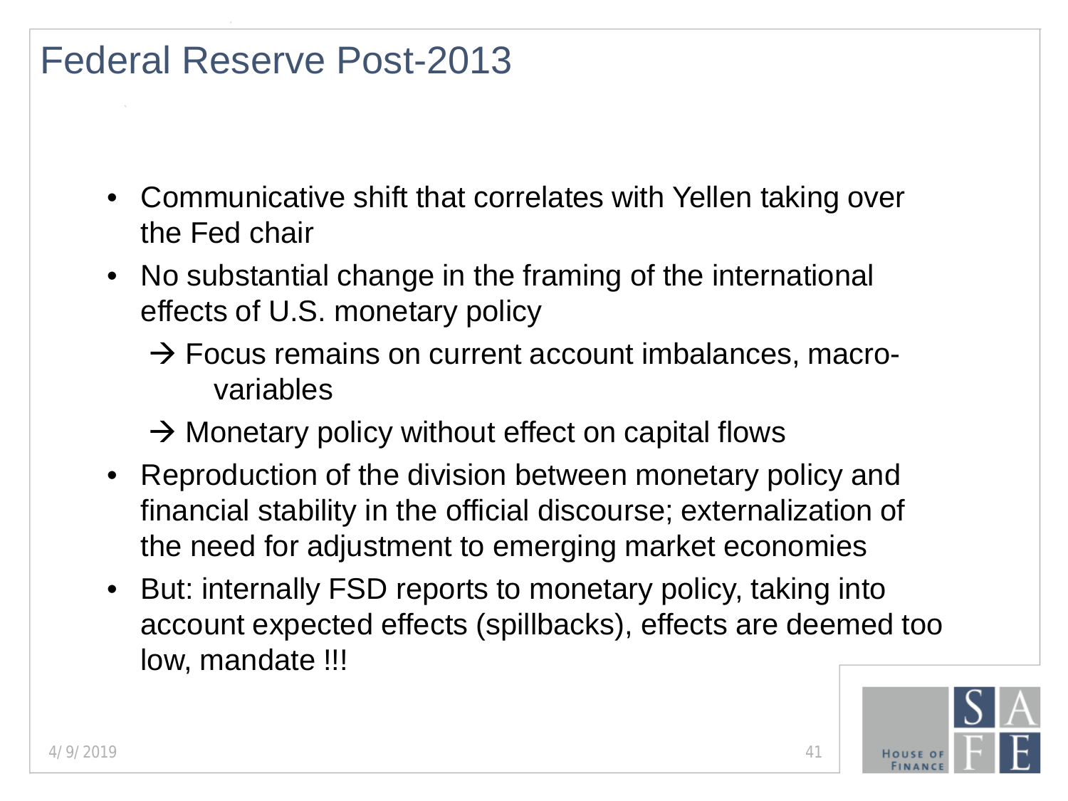# Federal Reserve Post-2013

- Communicative shift that correlates with Yellen taking over the Fed chair
- No substantial change in the framing of the international effects of U.S. monetary policy
  - → Focus remains on current account imbalances, macro-variables
  - → Monetary policy without effect on capital flows
- Reproduction of the division between monetary policy and financial stability in the official discourse; externalization of the need for adjustment to emerging market economies
- But: internally FSD reports to monetary policy, taking into account expected effects (spillbacks), effects are deemed too low, mandate !!!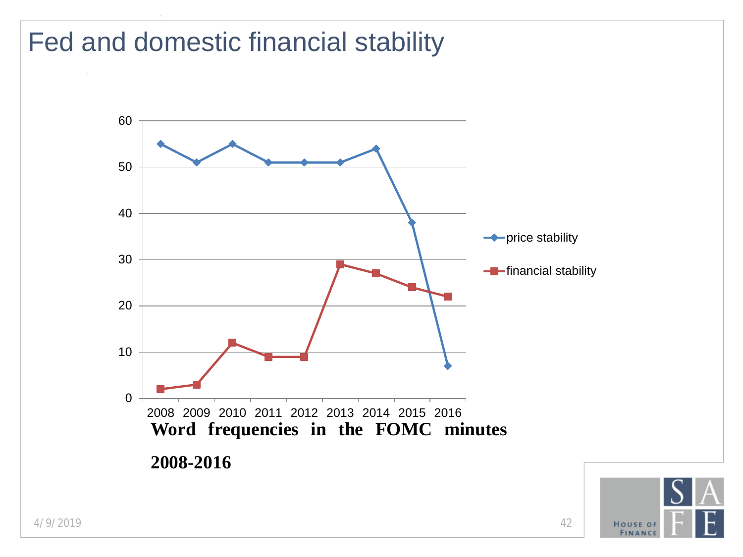# Fed and domestic financial stability

| Year | price stability | financial stability |
|---|---|---|
| 2008 | 55 | 2 |
| 2009 | 51 | 3 |
| 2010 | 55 | 12 |
| 2011 | 51 | 9 |
| 2012 | 51 | 9 |
| 2013 | 51 | 29 |
| 2014 | 54 | 27 |
| 2015 | 38 | 24 |
| 2016 | 7 | 22 |

**Word frequencies in the FOMC minutes 2008-2016**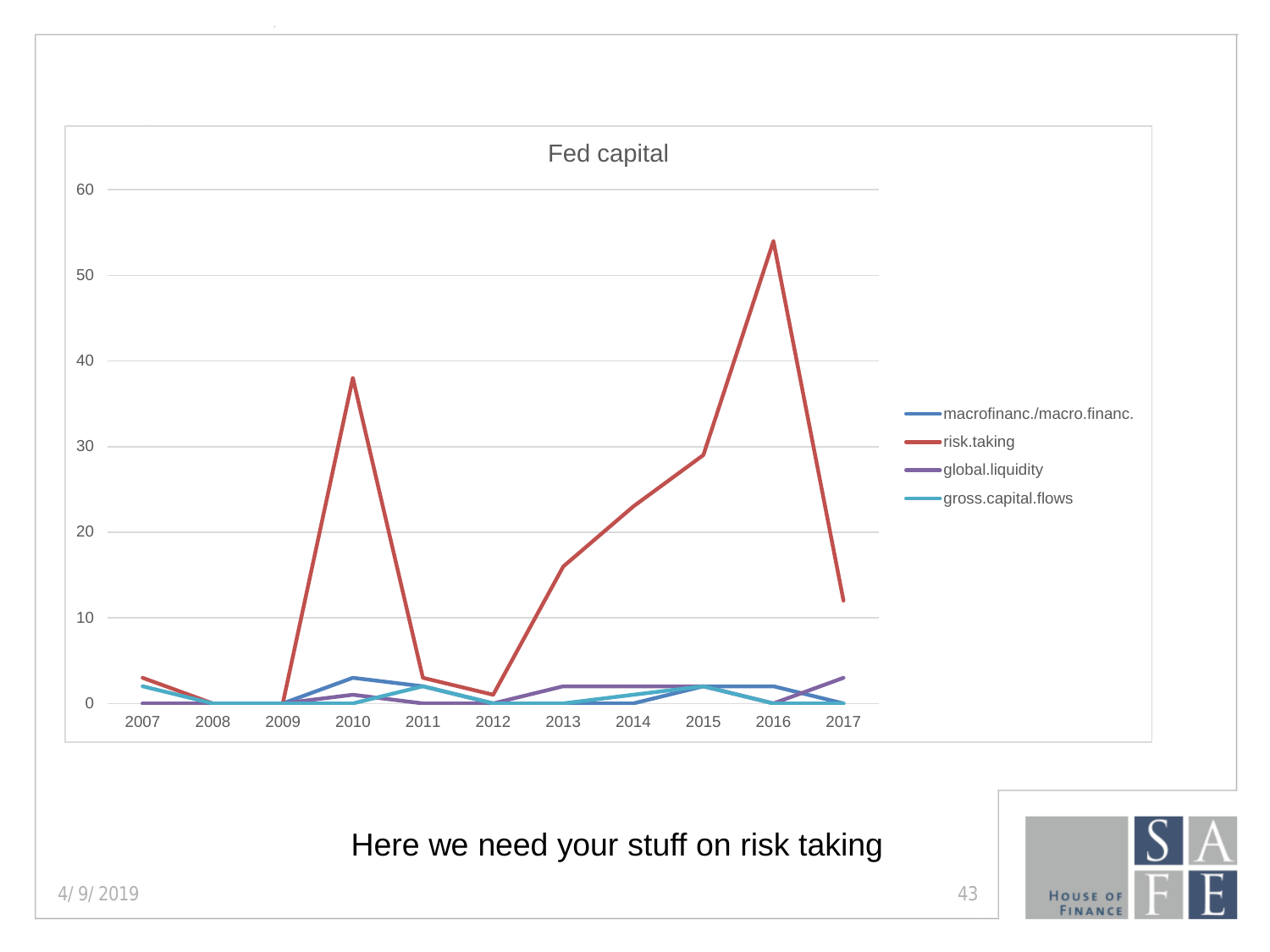## Fed capital

| Year | macrofinanc./macro.financ. | risk.taking | global.liquidity | gross.capital.flows |
|---|---|---|---|---|
| 2007 | 2 | 3 | 0 | 2 |
| 2008 | 0 | 0 | 0 | 0 |
| 2009 | 0 | 0 | 0 | 0 |
| 2010 | 3 | 38 | 1 | 0 |
| 2011 | 2 | 3 | 0 | 2 |
| 2012 | 0 | 1 | 0 | 0 |
| 2013 | 0 | 16 | 2 | 0 |
| 2014 | 0 | 23 | 2 | 1 |
| 2015 | 2 | 29 | 2 | 2 |
| 2016 | 2 | 54 | 0 | 0 |
| 2017 | 0 | 12 | 3 | 0 |

Here we need your stuff on risk taking

4/9/2019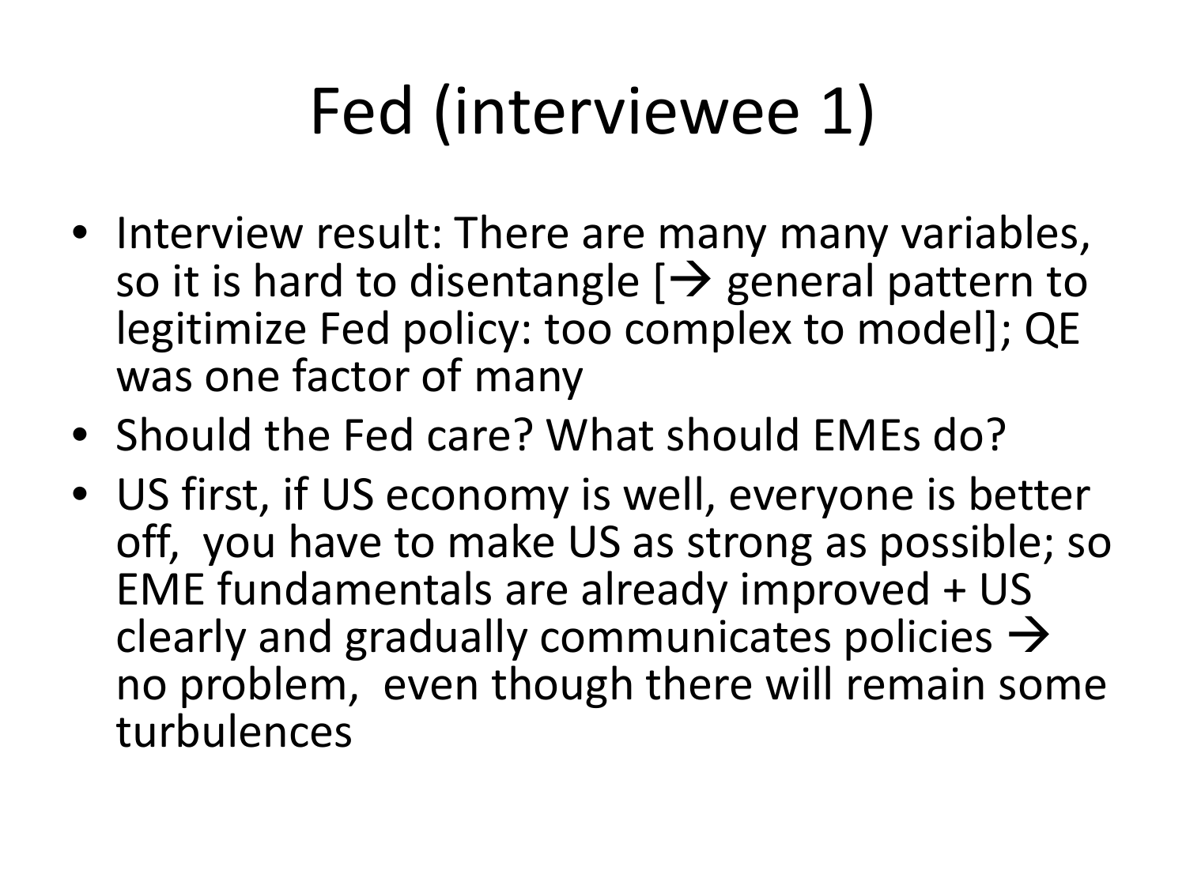# Fed (interviewee 1)

- Interview result: There are many many variables, so it is hard to disentangle [→ general pattern to legitimize Fed policy: too complex to model]; QE was one factor of many
- Should the Fed care? What should EMEs do?
- US first, if US economy is well, everyone is better off, you have to make US as strong as possible; so EME fundamentals are already improved + US clearly and gradually communicates policies → no problem, even though there will remain some turbulences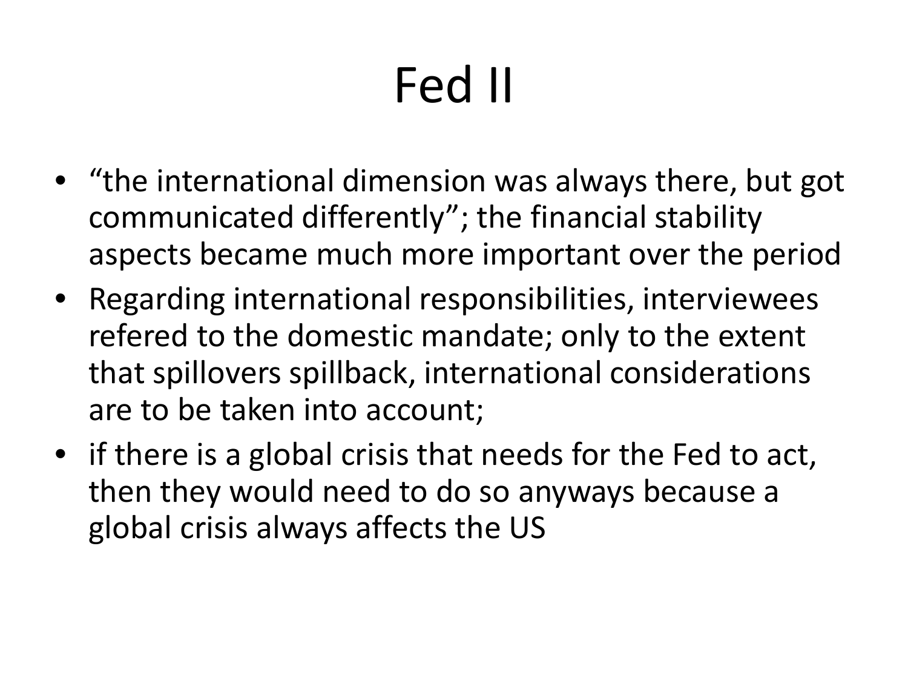# Fed II

- “the international dimension was always there, but got communicated differently”; the financial stability aspects became much more important over the period
- Regarding international responsibilities, interviewees refered to the domestic mandate; only to the extent that spillovers spillback, international considerations are to be taken into account;
- if there is a global crisis that needs for the Fed to act, then they would need to do so anyways because a global crisis always affects the US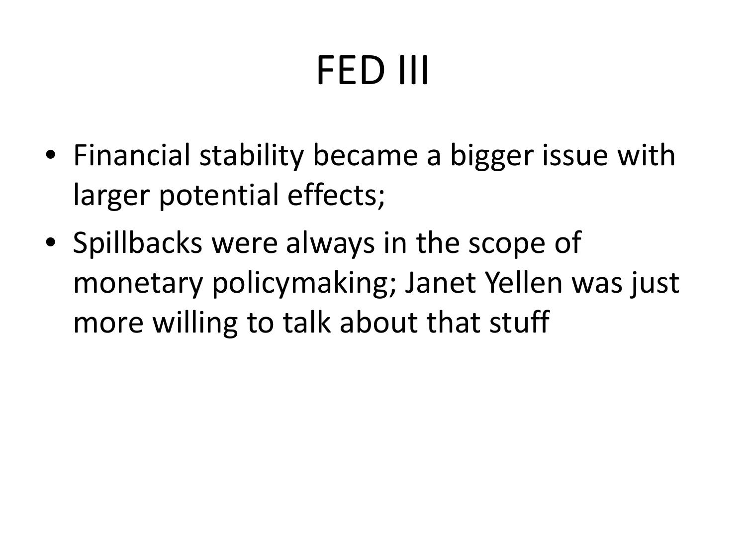# FED III

- Financial stability became a bigger issue with larger potential effects;
- Spillbacks were always in the scope of monetary policymaking; Janet Yellen was just more willing to talk about that stuff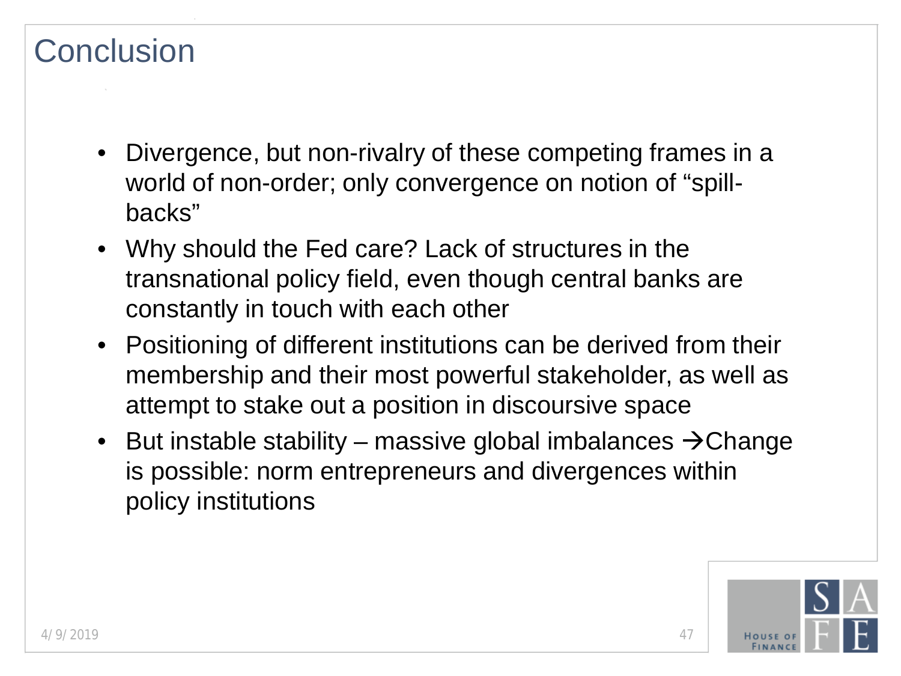# Conclusion

- Divergence, but non-rivalry of these competing frames in a world of non-order; only convergence on notion of "spill-backs"
- Why should the Fed care? Lack of structures in the transnational policy field, even though central banks are constantly in touch with each other
- Positioning of different institutions can be derived from their membership and their most powerful stakeholder, as well as attempt to stake out a position in discoursive space
- But instable stability – massive global imbalances → Change is possible: norm entrepreneurs and divergences within policy institutions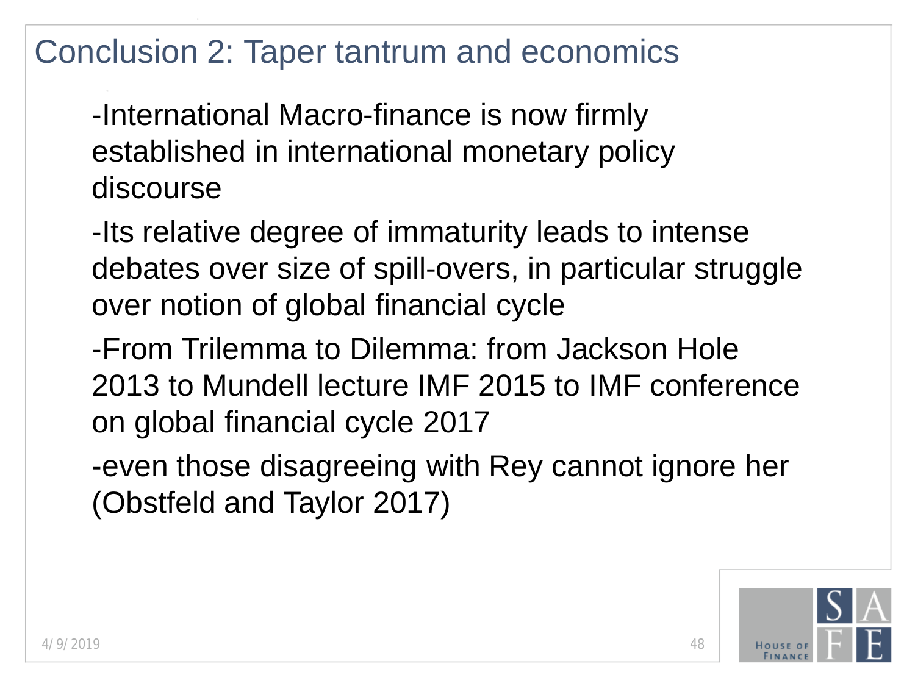# Conclusion 2: Taper tantrum and economics

-International Macro-finance is now firmly established in international monetary policy discourse

-Its relative degree of immaturity leads to intense debates over size of spill-overs, in particular struggle over notion of global financial cycle

-From Trilemma to Dilemma: from Jackson Hole 2013 to Mundell lecture IMF 2015 to IMF conference on global financial cycle 2017

-even those disagreeing with Rey cannot ignore her (Obstfeld and Taylor 2017)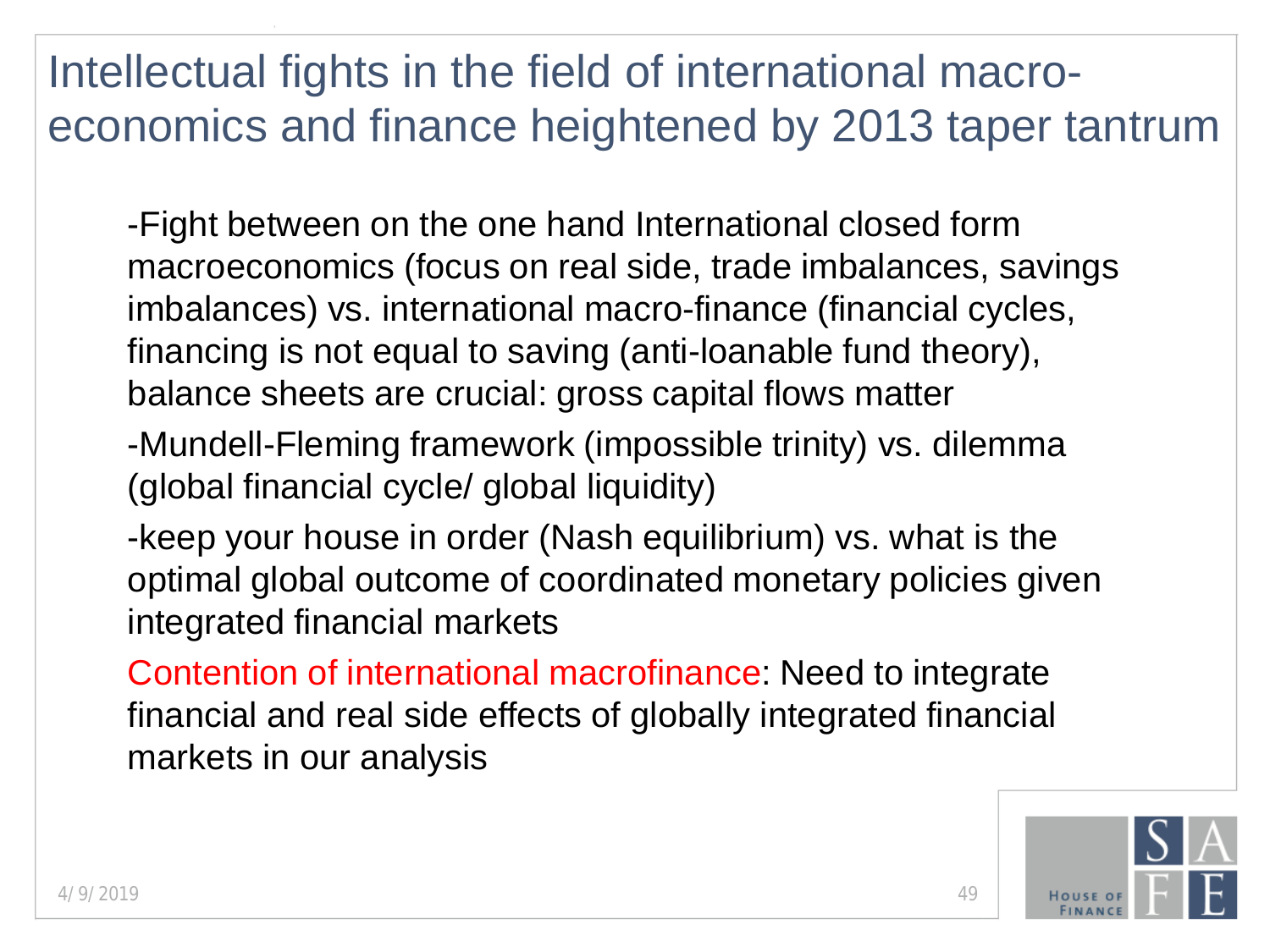# Intellectual fights in the field of international macro-economics and finance heightened by 2013 taper tantrum

-Fight between on the one hand International closed form macroeconomics (focus on real side, trade imbalances, savings imbalances) vs. international macro-finance (financial cycles, financing is not equal to saving (anti-loanable fund theory), balance sheets are crucial: gross capital flows matter

-Mundell-Fleming framework (impossible trinity) vs. dilemma (global financial cycle/ global liquidity)

-keep your house in order (Nash equilibrium) vs. what is the optimal global outcome of coordinated monetary policies given integrated financial markets

Contention of international macrofinance: Need to integrate financial and real side effects of globally integrated financial markets in our analysis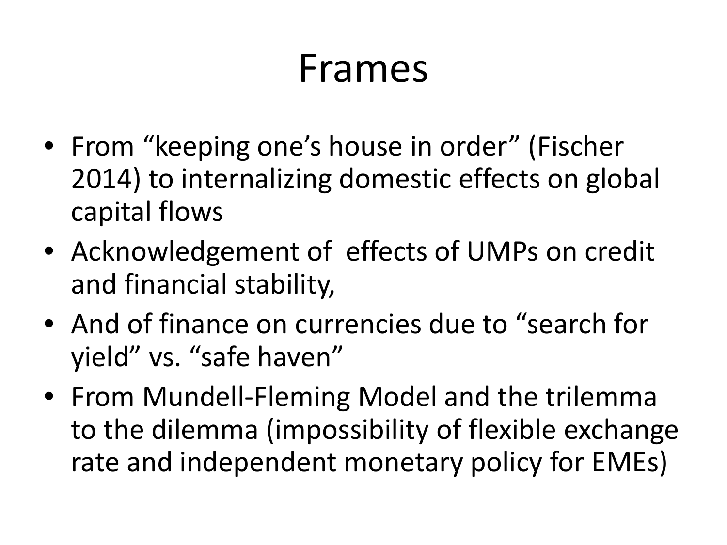# Frames

- From “keeping one’s house in order” (Fischer 2014) to internalizing domestic effects on global capital flows
- Acknowledgement of effects of UMPs on credit and financial stability,
- And of finance on currencies due to “search for yield” vs. “safe haven”
- From Mundell-Fleming Model and the trilemma to the dilemma (impossibility of flexible exchange rate and independent monetary policy for EMEs)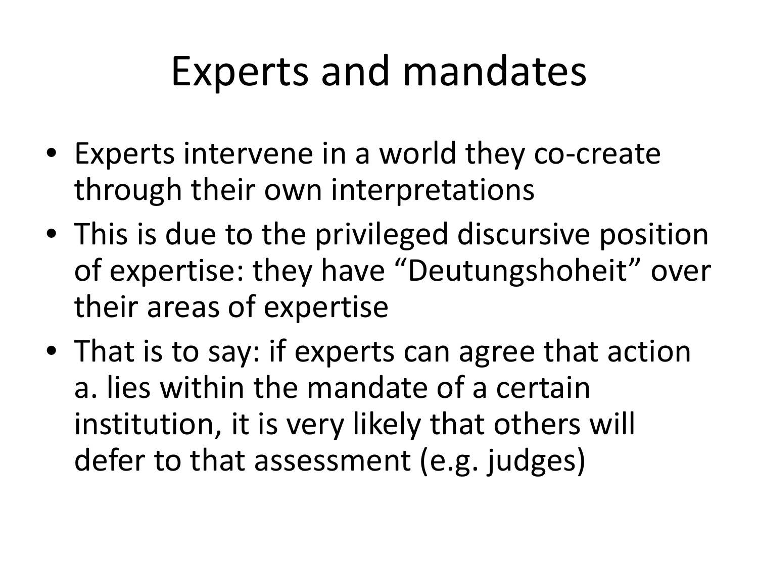# Experts and mandates

- Experts intervene in a world they co-create through their own interpretations
- This is due to the privileged discursive position of expertise: they have “Deutungshoheit” over their areas of expertise
- That is to say: if experts can agree that action a. lies within the mandate of a certain institution, it is very likely that others will defer to that assessment (e.g. judges)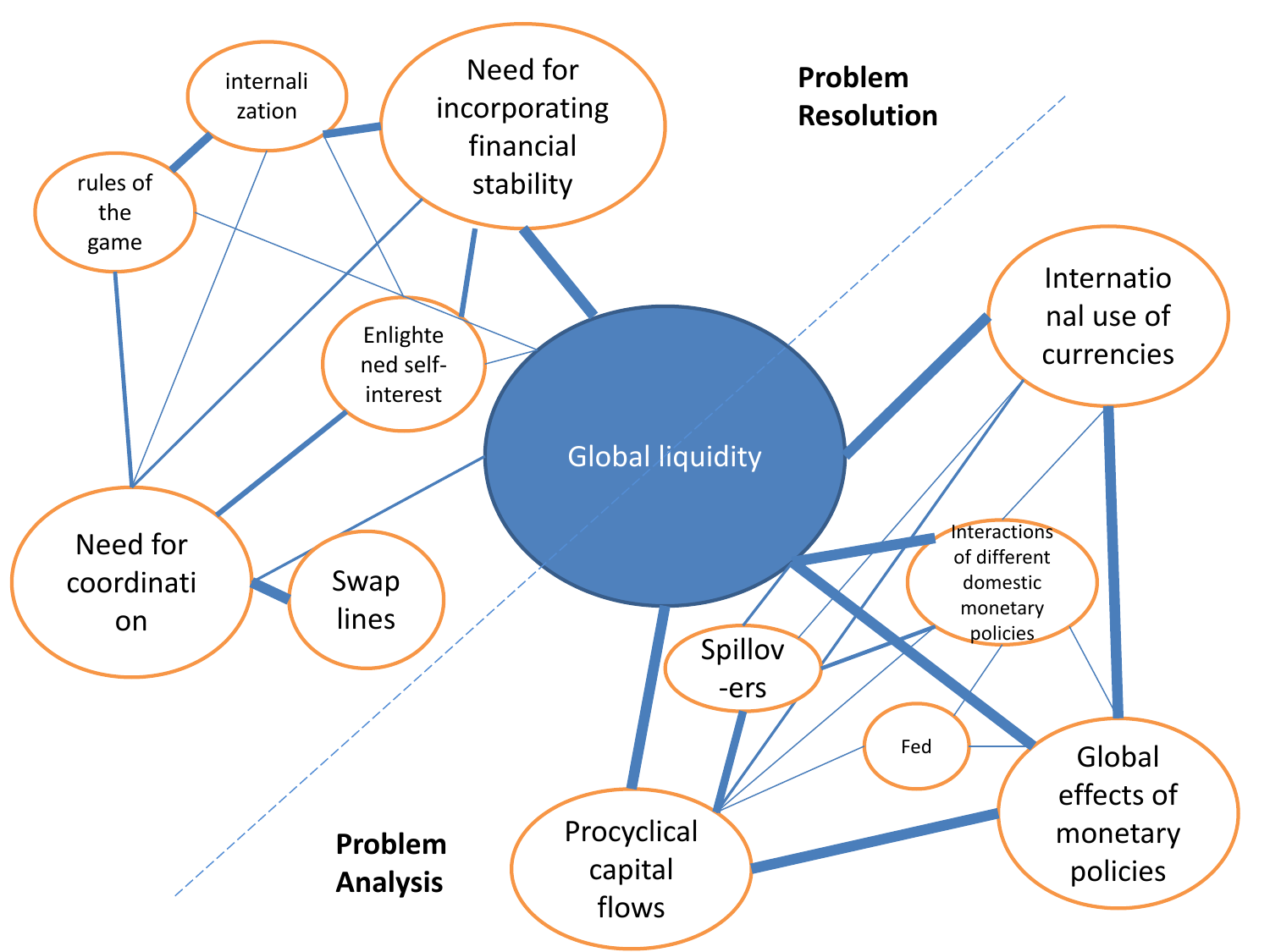Problem Resolution

internalization

Need for incorporating financial stability

rules of the game

Enlightened self-interest

Need for coordination

Swap lines

Global liquidity

International use of currencies

Interactions of different domestic monetary policies

Spillovers

Fed

Global effects of monetary policies

Procyclical capital flows

Problem Analysis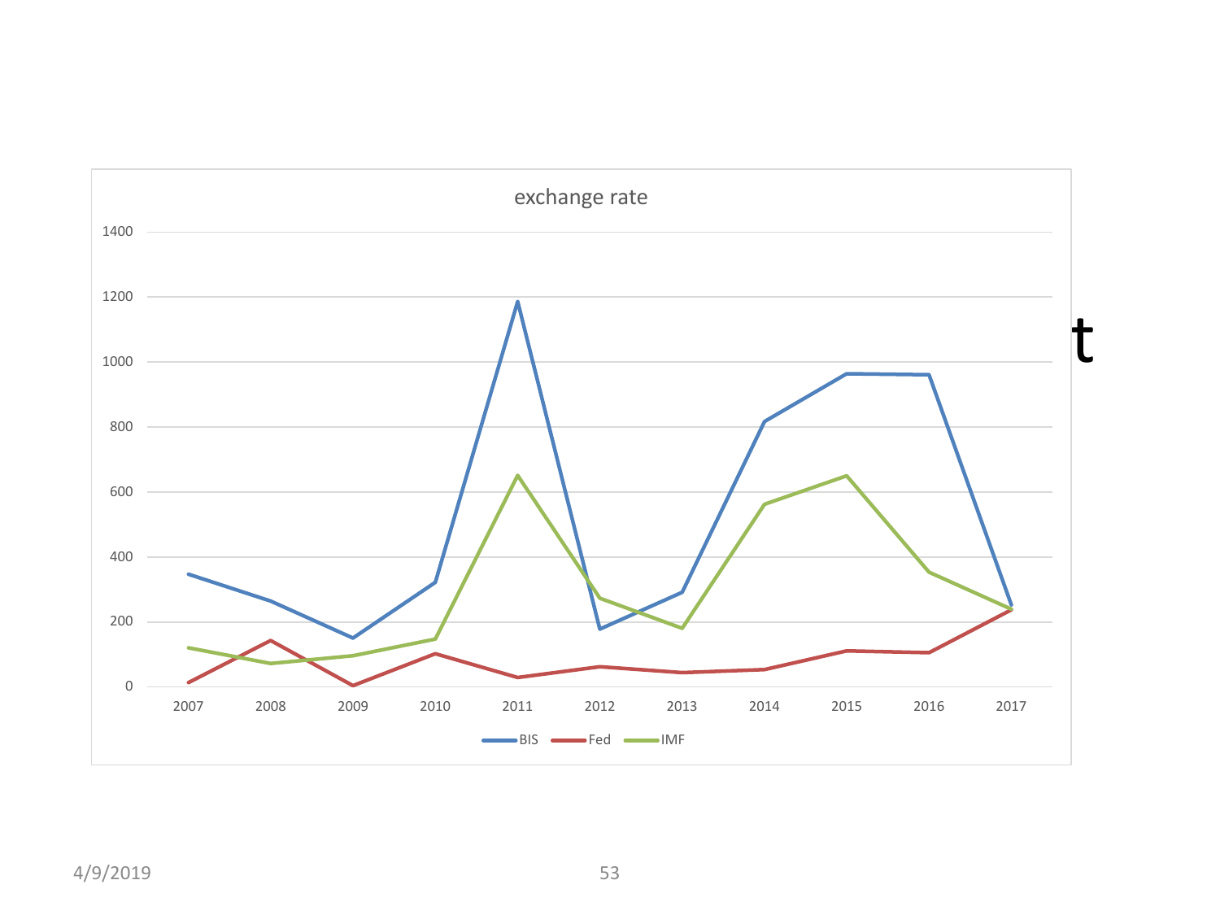**exchange rate**

1400
1200
1000
800
600
400
200
0

2007 2008 2009 2010 2011 2012 2013 2014 2015 2016 2017

BIS Fed IMF

t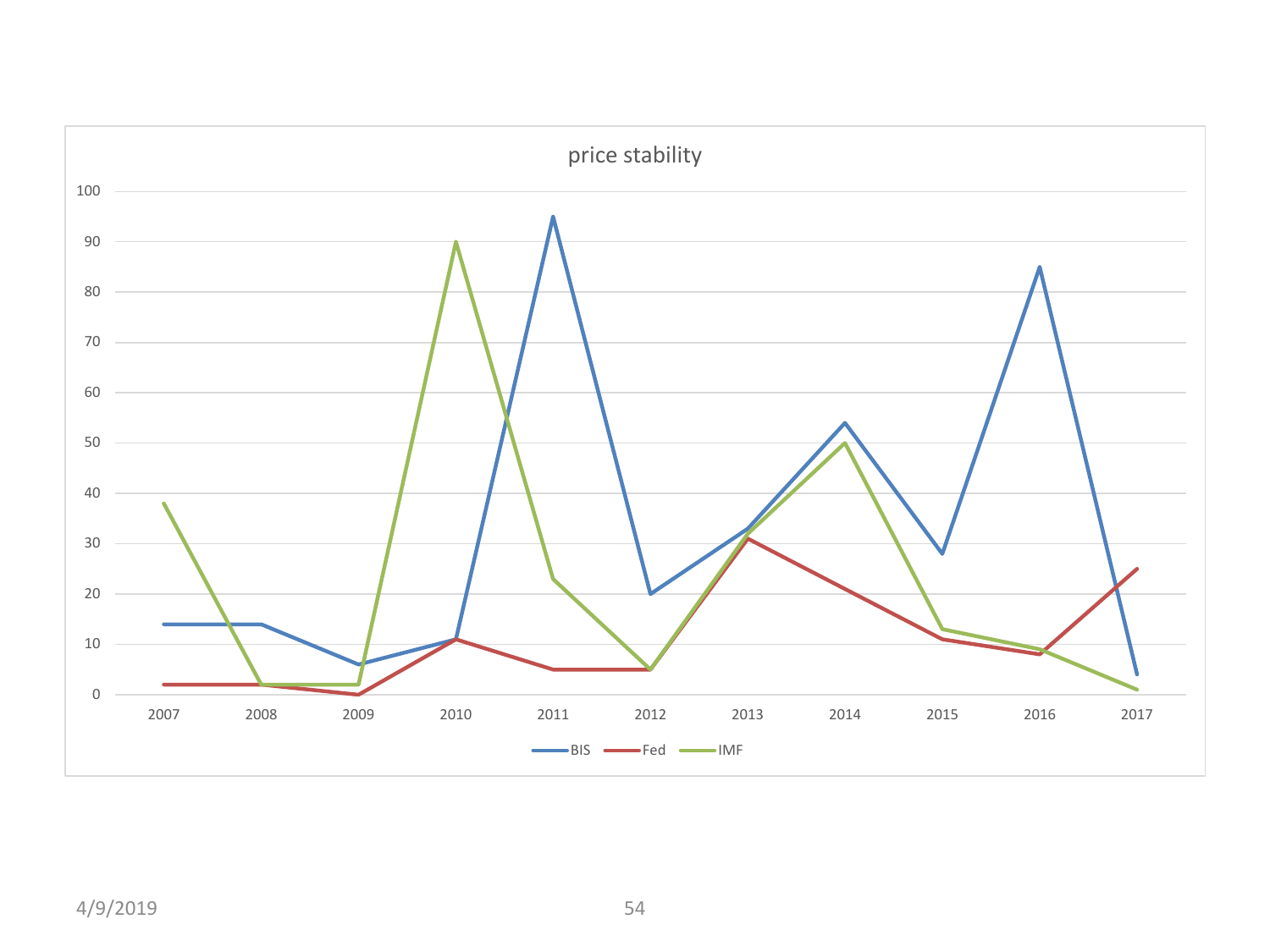## price stability

BIS, Fed, IMF (2007–2017)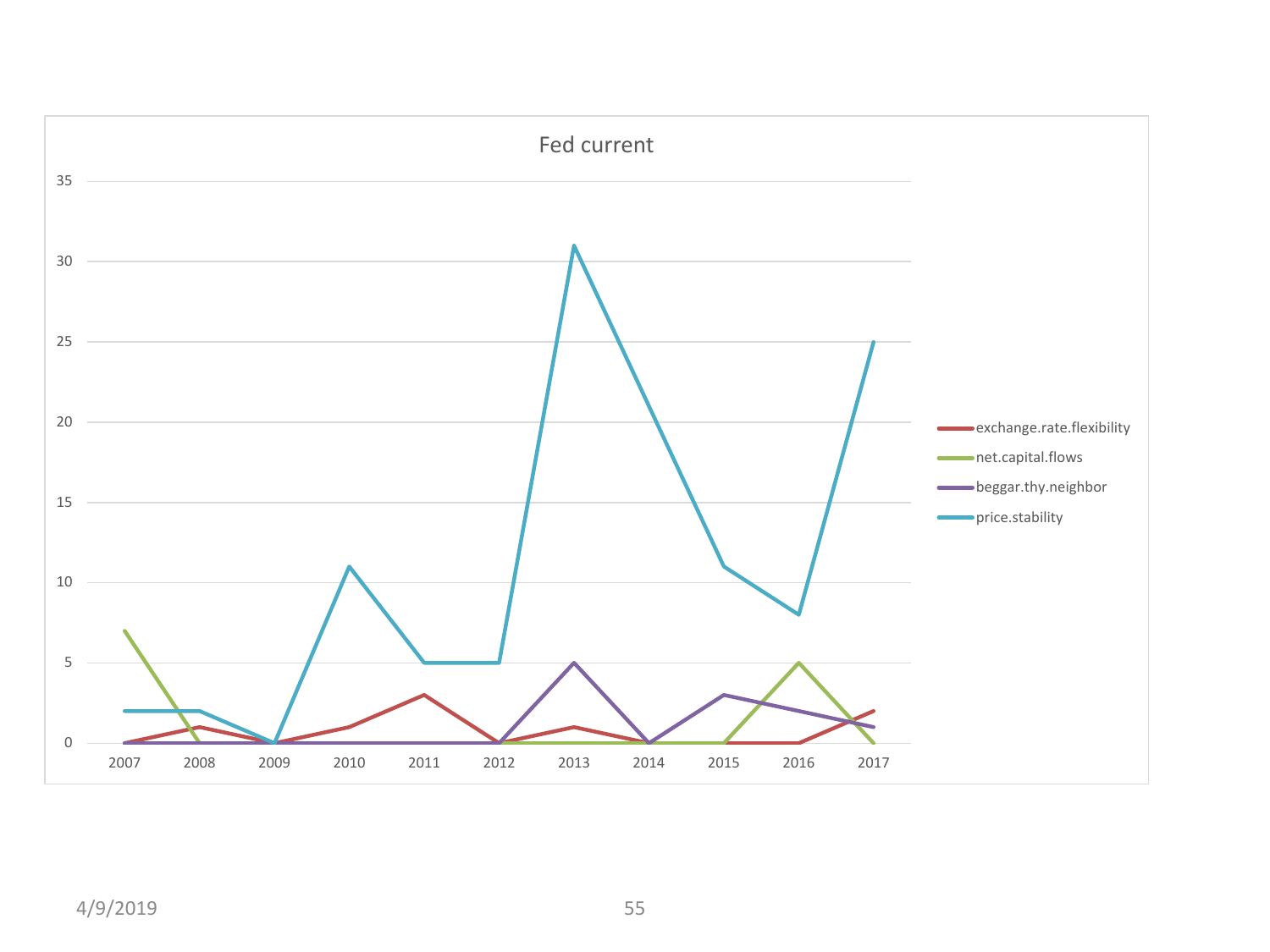# Fed current

| Year | exchange.rate.flexibility | net.capital.flows | beggar.thy.neighbor | price.stability |
|---|---|---|---|---|
| 2007 | 0 | 7 | 0 | 2 |
| 2008 | 1 | 0 | 0 | 2 |
| 2009 | 0 | 0 | 0 | 0 |
| 2010 | 1 | 0 | 0 | 11 |
| 2011 | 3 | 0 | 0 | 5 |
| 2012 | 0 | 0 | 0 | 5 |
| 2013 | 1 | 0 | 5 | 31 |
| 2014 | 0 | 0 | 0 | 21 |
| 2015 | 0 | 0 | 3 | 11 |
| 2016 | 0 | 5 | 2 | 8 |
| 2017 | 2 | 0 | 1 | 25 |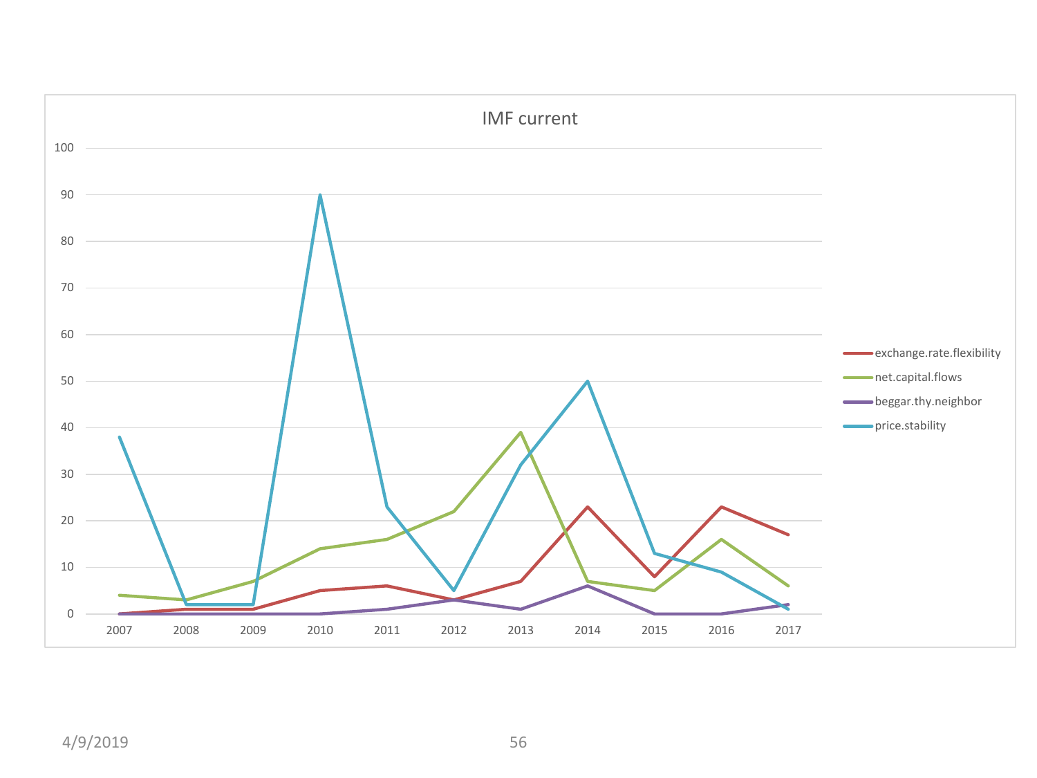## IMF current

| Year | exchange.rate.flexibility | net.capital.flows | beggar.thy.neighbor | price.stability |
|---|---|---|---|---|
| 2007 | 0 | 4 | 0 | 38 |
| 2008 | 1 | 3 | 0 | 2 |
| 2009 | 1 | 7 | 0 | 2 |
| 2010 | 5 | 14 | 0 | 90 |
| 2011 | 6 | 16 | 1 | 23 |
| 2012 | 3 | 22 | 3 | 5 |
| 2013 | 7 | 39 | 1 | 32 |
| 2014 | 23 | 7 | 6 | 50 |
| 2015 | 8 | 5 | 0 | 13 |
| 2016 | 23 | 16 | 0 | 9 |
| 2017 | 17 | 6 | 2 | 1 |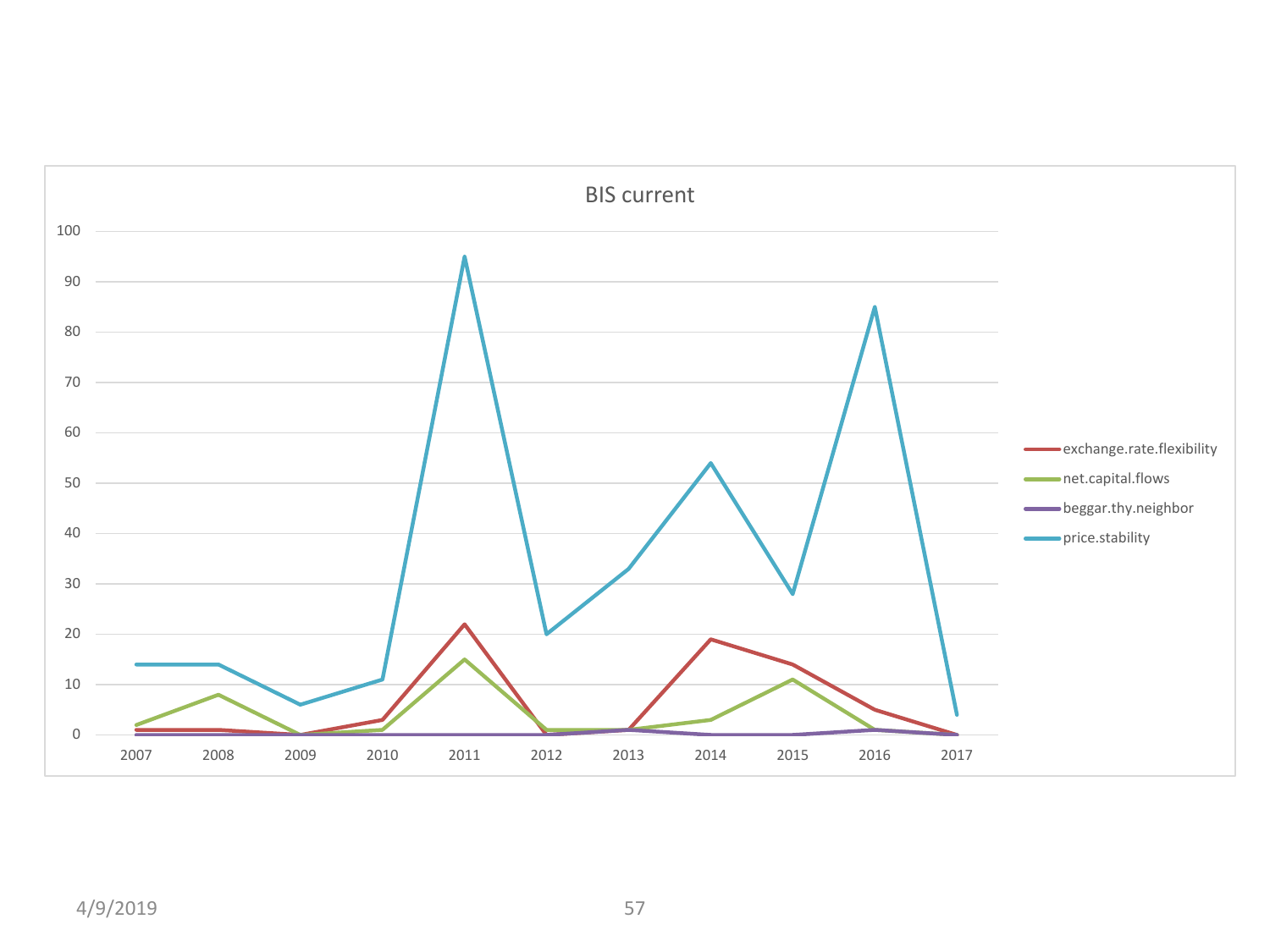## BIS current

| Year | exchange.rate.flexibility | net.capital.flows | beggar.thy.neighbor | price.stability |
|---|---|---|---|---|
| 2007 | 1 | 2 | 0 | 14 |
| 2008 | 1 | 8 | 0 | 14 |
| 2009 | 0 | 0 | 0 | 6 |
| 2010 | 3 | 1 | 0 | 11 |
| 2011 | 22 | 15 | 0 | 95 |
| 2012 | 0 | 1 | 0 | 20 |
| 2013 | 1 | 1 | 1 | 33 |
| 2014 | 19 | 3 | 0 | 54 |
| 2015 | 14 | 11 | 0 | 28 |
| 2016 | 5 | 1 | 1 | 85 |
| 2017 | 0 | 0 | 0 | 4 |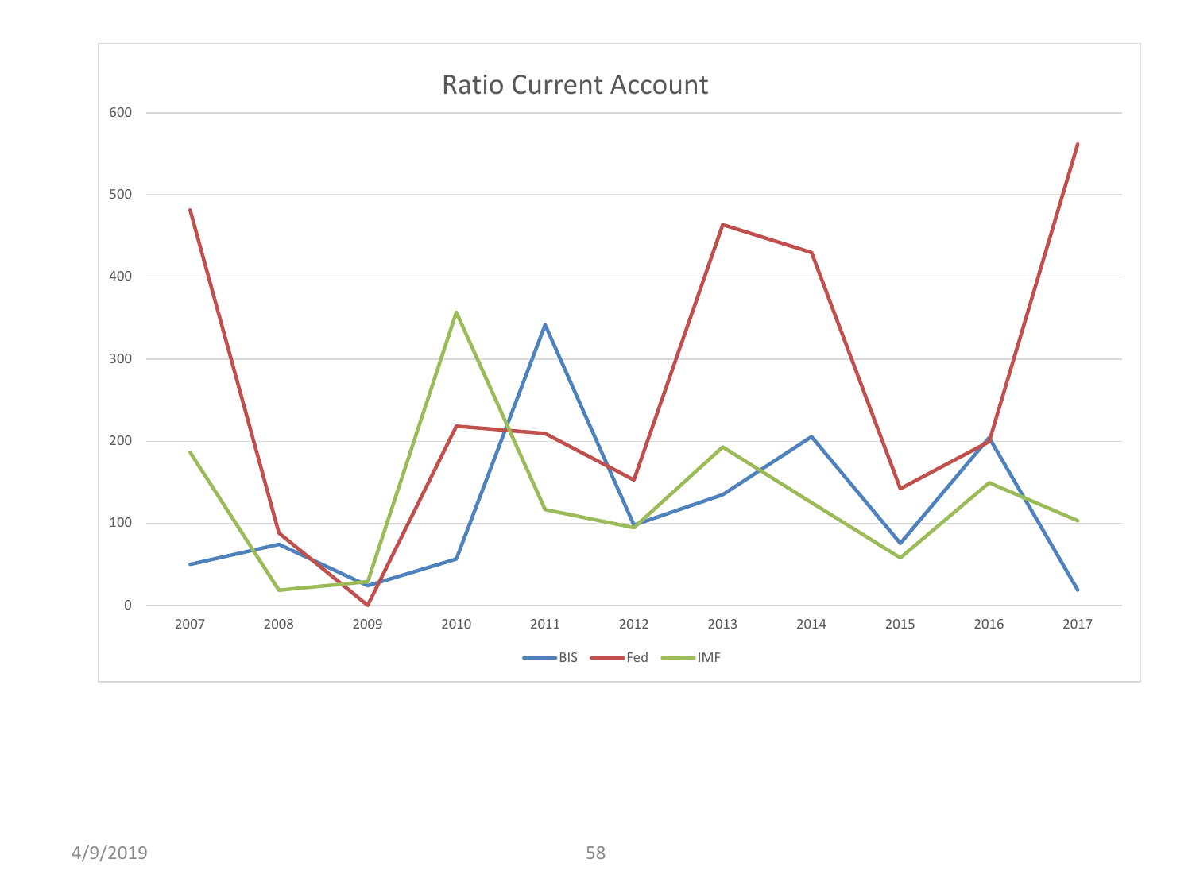Ratio Current Account

600

500

400

300

200

100

0

2007 2008 2009 2010 2011 2012 2013 2014 2015 2016 2017

BIS Fed IMF